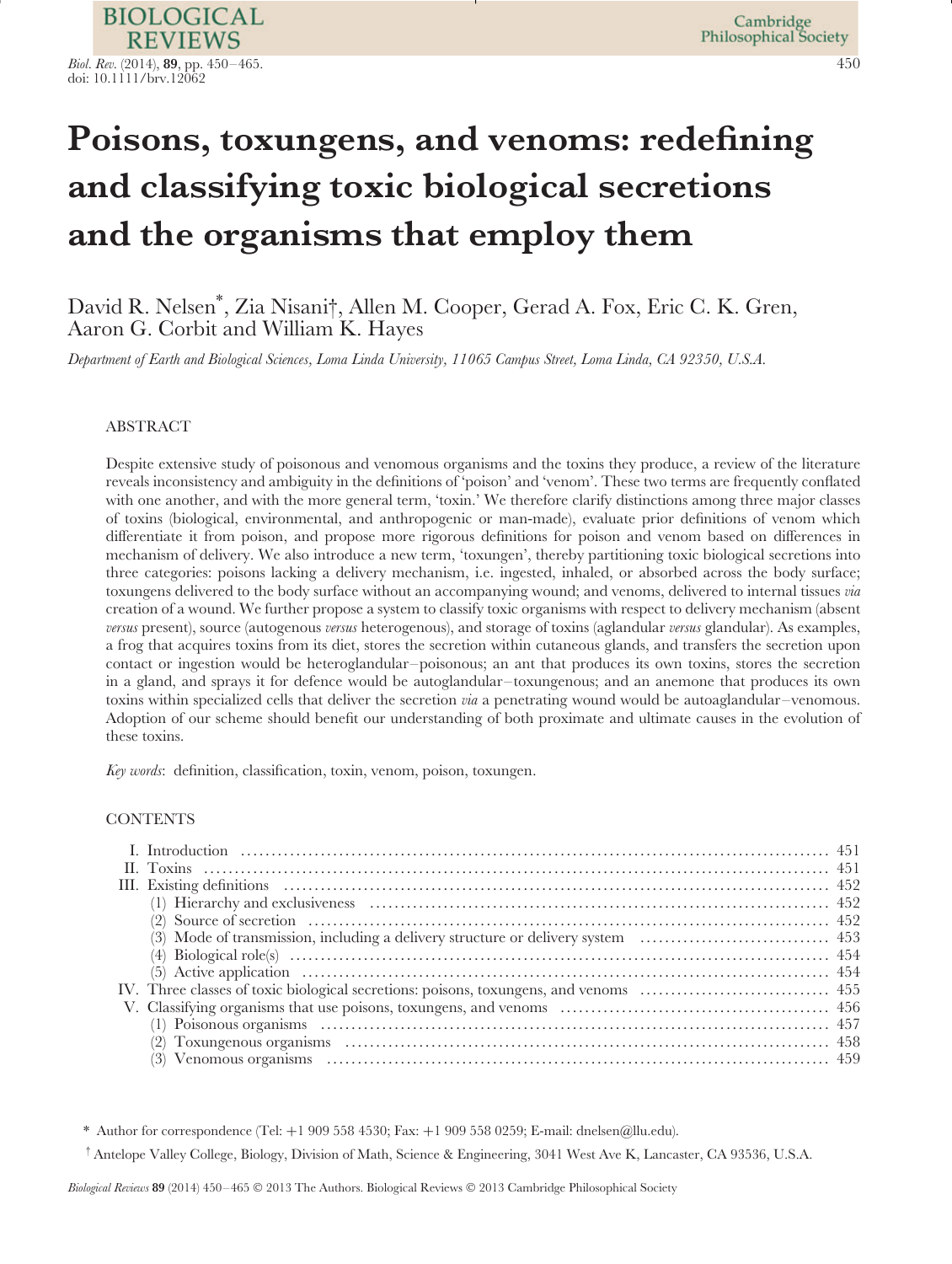# Poisons, toxungens, and venoms: redefining and classifying toxic biological secretions and the organisms that employ them

David R. Nelsen*, Zia Nisani†, Allen M. Cooper, Gerad A. Fox, Eric C. K. Gren, Aaron G. Corbit and William K. Hayes

*Department of Earth and Biological Sciences, Loma Linda University, 11065 Campus Street, Loma Linda, CA 92350, U.S.A.*

## ABSTRACT

Despite extensive study of poisonous and venomous organisms and the toxins they produce, a review of the literature reveals inconsistency and ambiguity in the definitions of 'poison' and 'venom'. These two terms are frequently conflated with one another, and with the more general term, 'toxin.' We therefore clarify distinctions among three major classes of toxins (biological, environmental, and anthropogenic or man-made), evaluate prior definitions of venom which differentiate it from poison, and propose more rigorous definitions for poison and venom based on differences in mechanism of delivery. We also introduce a new term, 'toxungen', thereby partitioning toxic biological secretions into three categories: poisons lacking a delivery mechanism, i.e. ingested, inhaled, or absorbed across the body surface; toxungens delivered to the body surface without an accompanying wound; and venoms, delivered to internal tissues *via* creation of a wound. We further propose a system to classify toxic organisms with respect to delivery mechanism (absent *versus* present), source (autogenous *versus* heterogenous), and storage of toxins (aglandular *versus* glandular). As examples, a frog that acquires toxins from its diet, stores the secretion within cutaneous glands, and transfers the secretion upon contact or ingestion would be heteroglandular–poisonous; an ant that produces its own toxins, stores the secretion in a gland, and sprays it for defence would be autoglandular–toxungenous; and an anemone that produces its own toxins within specialized cells that deliver the secretion *via* a penetrating wound would be autoaglandular–venomous. Adoption of our scheme should benefit our understanding of both proximate and ultimate causes in the evolution of these toxins.

*Key words*: definition, classification, toxin, venom, poison, toxungen.

## CONTENTS

- I. Introduction ..... 451
- II. Toxins ..... 451
- III. Existing definitions ..... 452
  - (1) Hierarchy and exclusiveness ..... 452
  - (2) Source of secretion ..... 452
  - (3) Mode of transmission, including a delivery structure or delivery system ..... 453
  - (4) Biological role(s) ..... 454
  - (5) Active application ..... 454
- IV. Three classes of toxic biological secretions: poisons, toxungens, and venoms ..... 455
- V. Classifying organisms that use poisons, toxungens, and venoms ..... 456
  - (1) Poisonous organisms ..... 457
  - (2) Toxungenous organisms ..... 458
  - (3) Venomous organisms ..... 459

\* Author for correspondence (Tel: +1 909 558 4530; Fax: +1 909 558 0259; E-mail: dnelsen@llu.edu).

† Antelope Valley College, Biology, Division of Math, Science & Engineering, 3041 West Ave K, Lancaster, CA 93536, U.S.A.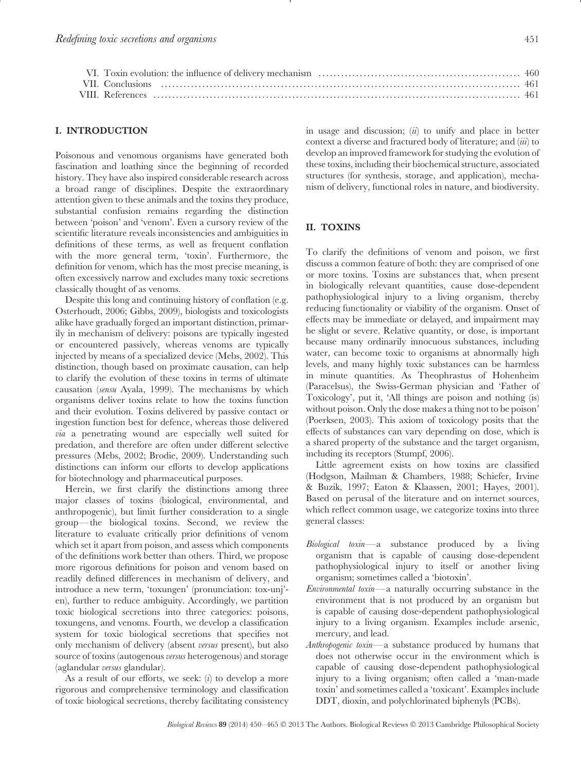VI. Toxin evolution: the influence of delivery mechanism ..................................................... 460
VII. Conclusions ..................................................................................................... 461
VIII. References ..................................................................................................... 461

## I. INTRODUCTION

Poisonous and venomous organisms have generated both fascination and loathing since the beginning of recorded history. They have also inspired considerable research across a broad range of disciplines. Despite the extraordinary attention given to these animals and the toxins they produce, substantial confusion remains regarding the distinction between 'poison' and 'venom'. Even a cursory review of the scientific literature reveals inconsistencies and ambiguities in definitions of these terms, as well as frequent conflation with the more general term, 'toxin'. Furthermore, the definition for venom, which has the most precise meaning, is often excessively narrow and excludes many toxic secretions classically thought of as venoms.

Despite this long and continuing history of conflation (e.g. Osterhoudt, 2006; Gibbs, 2009), biologists and toxicologists alike have gradually forged an important distinction, primarily in mechanism of delivery: poisons are typically ingested or encountered passively, whereas venoms are typically injected by means of a specialized device (Mebs, 2002). This distinction, though based on proximate causation, can help to clarify the evolution of these toxins in terms of ultimate causation (*sensu* Ayala, 1999). The mechanisms by which organisms deliver toxins relate to how the toxins function and their evolution. Toxins delivered by passive contact or ingestion function best for defence, whereas those delivered *via* a penetrating wound are especially well suited for predation, and therefore are often under different selective pressures (Mebs, 2002; Brodie, 2009). Understanding such distinctions can inform our efforts to develop applications for biotechnology and pharmaceutical purposes.

Herein, we first clarify the distinctions among three major classes of toxins (biological, environmental, and anthropogenic), but limit further consideration to a single group—the biological toxins. Second, we review the literature to evaluate critically prior definitions of venom which set it apart from poison, and assess which components of the definitions work better than others. Third, we propose more rigorous definitions for poison and venom based on readily defined differences in mechanism of delivery, and introduce a new term, 'toxungen' (pronunciation: tox-unj'-en), further to reduce ambiguity. Accordingly, we partition toxic biological secretions into three categories: poisons, toxungens, and venoms. Fourth, we develop a classification system for toxic biological secretions that specifies not only mechanism of delivery (absent *versus* present), but also source of toxins (autogenous *versus* heterogenous) and storage (aglandular *versus* glandular).

As a result of our efforts, we seek: (*i*) to develop a more rigorous and comprehensive terminology and classification of toxic biological secretions, thereby facilitating consistency in usage and discussion; (*ii*) to unify and place in better context a diverse and fractured body of literature; and (*iii*) to develop an improved framework for studying the evolution of these toxins, including their biochemical structure, associated structures (for synthesis, storage, and application), mechanism of delivery, functional roles in nature, and biodiversity.

## II. TOXINS

To clarify the definitions of venom and poison, we first discuss a common feature of both: they are comprised of one or more toxins. Toxins are substances that, when present in biologically relevant quantities, cause dose-dependent pathophysiological injury to a living organism, thereby reducing functionality or viability of the organism. Onset of effects may be immediate or delayed, and impairment may be slight or severe. Relative quantity, or dose, is important because many ordinarily innocuous substances, including water, can become toxic to organisms at abnormally high levels, and many highly toxic substances can be harmless in minute quantities. As Theophrastus of Hohenheim (Paracelsus), the Swiss-German physician and 'Father of Toxicology', put it, 'All things are poison and nothing (is) without poison. Only the dose makes a thing not to be poison' (Poerksen, 2003). This axiom of toxicology posits that the effects of substances can vary depending on dose, which is a shared property of the substance and the target organism, including its receptors (Stumpf, 2006).

Little agreement exists on how toxins are classified (Hodgson, Mailman & Chambers, 1988; Schiefer, Irvine & Buzik, 1997; Eaton & Klaassen, 2001; Hayes, 2001). Based on perusal of the literature and on internet sources, which reflect common usage, we categorize toxins into three general classes:

*Biological toxin*—a substance produced by a living organism that is capable of causing dose-dependent pathophysiological injury to itself or another living organism; sometimes called a 'biotoxin'.

*Environmental toxin*—a naturally occurring substance in the environment that is not produced by an organism but is capable of causing dose-dependent pathophysiological injury to a living organism. Examples include arsenic, mercury, and lead.

*Anthropogenic toxin*—a substance produced by humans that does not otherwise occur in the environment which is capable of causing dose-dependent pathophysiological injury to a living organism; often called a 'man-made toxin' and sometimes called a 'toxicant'. Examples include DDT, dioxin, and polychlorinated biphenyls (PCBs).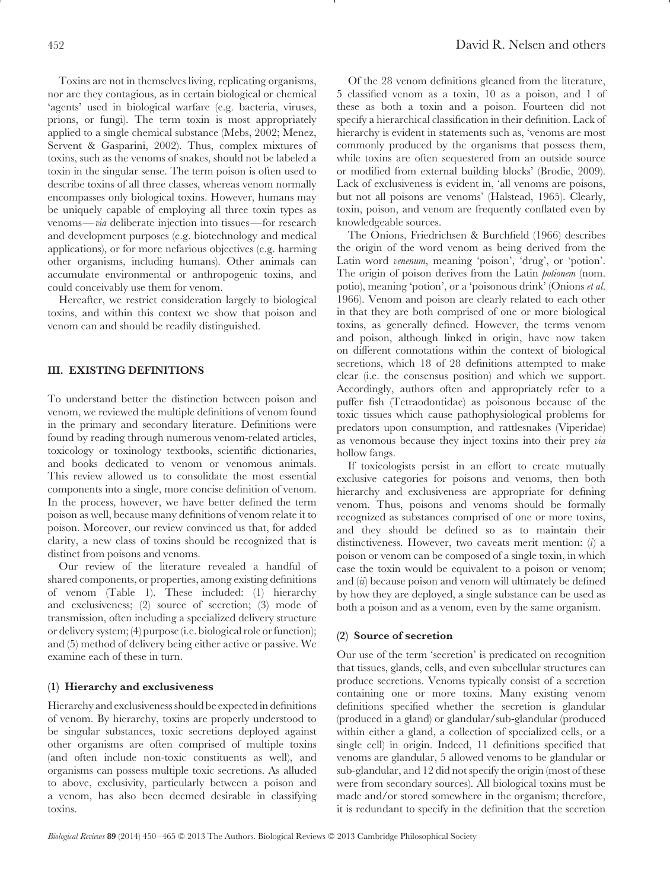Toxins are not in themselves living, replicating organisms, nor are they contagious, as in certain biological or chemical 'agents' used in biological warfare (e.g. bacteria, viruses, prions, or fungi). The term toxin is most appropriately applied to a single chemical substance (Mebs, 2002; Menez, Servent & Gasparini, 2002). Thus, complex mixtures of toxins, such as the venoms of snakes, should not be labeled a toxin in the singular sense. The term poison is often used to describe toxins of all three classes, whereas venom normally encompasses only biological toxins. However, humans may be uniquely capable of employing all three toxin types as venoms—*via* deliberate injection into tissues—for research and development purposes (e.g. biotechnology and medical applications), or for more nefarious objectives (e.g. harming other organisms, including humans). Other animals can accumulate environmental or anthropogenic toxins, and could conceivably use them for venom.

Hereafter, we restrict consideration largely to biological toxins, and within this context we show that poison and venom can and should be readily distinguished.

## III. EXISTING DEFINITIONS

To understand better the distinction between poison and venom, we reviewed the multiple definitions of venom found in the primary and secondary literature. Definitions were found by reading through numerous venom-related articles, toxicology or toxinology textbooks, scientific dictionaries, and books dedicated to venom or venomous animals. This review allowed us to consolidate the most essential components into a single, more concise definition of venom. In the process, however, we have better defined the term poison as well, because many definitions of venom relate it to poison. Moreover, our review convinced us that, for added clarity, a new class of toxins should be recognized that is distinct from poisons and venoms.

Our review of the literature revealed a handful of shared components, or properties, among existing definitions of venom (Table 1). These included: (1) hierarchy and exclusiveness; (2) source of secretion; (3) mode of transmission, often including a specialized delivery structure or delivery system; (4) purpose (i.e. biological role or function); and (5) method of delivery being either active or passive. We examine each of these in turn.

### (1) Hierarchy and exclusiveness

Hierarchy and exclusiveness should be expected in definitions of venom. By hierarchy, toxins are properly understood to be singular substances, toxic secretions deployed against other organisms are often comprised of multiple toxins (and often include non-toxic constituents as well), and organisms can possess multiple toxic secretions. As alluded to above, exclusivity, particularly between a poison and a venom, has also been deemed desirable in classifying toxins.

Of the 28 venom definitions gleaned from the literature, 5 classified venom as a toxin, 10 as a poison, and 1 of these as both a toxin and a poison. Fourteen did not specify a hierarchical classification in their definition. Lack of hierarchy is evident in statements such as, 'venoms are most commonly produced by the organisms that possess them, while toxins are often sequestered from an outside source or modified from external building blocks' (Brodie, 2009). Lack of exclusiveness is evident in, 'all venoms are poisons, but not all poisons are venoms' (Halstead, 1965). Clearly, toxin, poison, and venom are frequently conflated even by knowledgeable sources.

The Onions, Friedrichsen & Burchfield (1966) describes the origin of the word venom as being derived from the Latin word *venenum*, meaning 'poison', 'drug', or 'potion'. The origin of poison derives from the Latin *potionem* (nom. potio), meaning 'potion', or a 'poisonous drink' (Onions *et al.* 1966). Venom and poison are clearly related to each other in that they are both comprised of one or more biological toxins, as generally defined. However, the terms venom and poison, although linked in origin, have now taken on different connotations within the context of biological secretions, which 18 of 28 definitions attempted to make clear (i.e. the consensus position) and which we support. Accordingly, authors often and appropriately refer to a puffer fish (Tetraodontidae) as poisonous because of the toxic tissues which cause pathophysiological problems for predators upon consumption, and rattlesnakes (Viperidae) as venomous because they inject toxins into their prey *via* hollow fangs.

If toxicologists persist in an effort to create mutually exclusive categories for poisons and venoms, then both hierarchy and exclusiveness are appropriate for defining venom. Thus, poisons and venoms should be formally recognized as substances comprised of one or more toxins, and they should be defined so as to maintain their distinctiveness. However, two caveats merit mention: (*i*) a poison or venom can be composed of a single toxin, in which case the toxin would be equivalent to a poison or venom; and (*ii*) because poison and venom will ultimately be defined by how they are deployed, a single substance can be used as both a poison and as a venom, even by the same organism.

### (2) Source of secretion

Our use of the term 'secretion' is predicated on recognition that tissues, glands, cells, and even subcellular structures can produce secretions. Venoms typically consist of a secretion containing one or more toxins. Many existing venom definitions specified whether the secretion is glandular (produced in a gland) or glandular/sub-glandular (produced within either a gland, a collection of specialized cells, or a single cell) in origin. Indeed, 11 definitions specified that venoms are glandular, 5 allowed venoms to be glandular or sub-glandular, and 12 did not specify the origin (most of these were from secondary sources). All biological toxins must be made and/or stored somewhere in the organism; therefore, it is redundant to specify in the definition that the secretion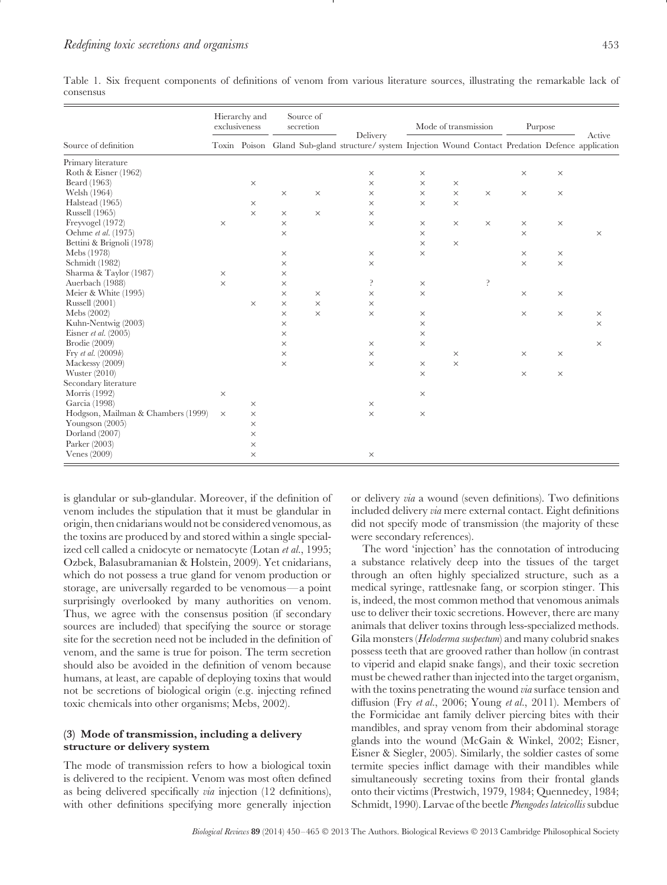Table 1. Six frequent components of definitions of venom from various literature sources, illustrating the remarkable lack of consensus

| | Hierarchy and exclusiveness | | Source of secretion | | | Mode of transmission | | | Purpose | | |
|---|---|---|---|---|---|---|---|---|---|---|---|
| Source of definition | Toxin | Poison | Gland | Sub-gland | Delivery structure/ system | Injection | Wound | Contact | Predation | Defence | Active application |
| Primary literature | | | | | | | | | | | |
| Roth & Eisner (1962) | | | | | × | × | | | × | × | |
| Beard (1963) | | × | | | × | × | × | | | | |
| Welsh (1964) | | | × | × | × | × | × | × | × | × | |
| Halstead (1965) | | × | | | × | × | × | | | | |
| Russell (1965) | | × | × | × | × | | | | | | |
| Freyvogel (1972) | × | | × | | × | × | × | × | × | × | |
| Oehme *et al.* (1975) | | | × | | | × | | | × | | × |
| Bettini & Brignoli (1978) | | | | | | × | × | | | | |
| Mebs (1978) | | | × | | × | × | | | × | × | |
| Schmidt (1982) | | | × | | × | | | | × | × | |
| Sharma & Taylor (1987) | × | | × | | | | | | | | |
| Auerbach (1988) | × | | × | | ? | × | | ? | | | |
| Meier & White (1995) | | | × | × | × | × | | | × | × | |
| Russell (2001) | | × | × | × | × | | | | | | |
| Mebs (2002) | | | × | × | × | × | | | × | × | × |
| Kuhn-Nentwig (2003) | | | × | | | × | | | | | × |
| Eisner *et al.* (2005) | | | × | | | × | | | | | |
| Brodie (2009) | | | × | | × | × | | | | | × |
| Fry *et al.* (2009*b*) | | | × | | × | | × | | × | × | |
| Mackessy (2009) | | | × | | × | × | × | | | | |
| Wuster (2010) | | | | | | × | | | × | × | |
| Secondary literature | | | | | | | | | | | |
| Morris (1992) | × | | | | | × | | | | | |
| Garcia (1998) | | × | | | × | | | | | | |
| Hodgson, Mailman & Chambers (1999) | × | × | | | × | × | | | | | |
| Youngson (2005) | | × | | | | | | | | | |
| Dorland (2007) | | × | | | | | | | | | |
| Parker (2003) | | × | | | | | | | | | |
| Venes (2009) | | × | | | × | | | | | | |

is glandular or sub-glandular. Moreover, if the definition of venom includes the stipulation that it must be glandular in origin, then cnidarians would not be considered venomous, as the toxins are produced by and stored within a single specialized cell called a cnidocyte or nematocyte (Lotan *et al.*, 1995; Ozbek, Balasubramanian & Holstein, 2009). Yet cnidarians, which do not possess a true gland for venom production or storage, are universally regarded to be venomous—a point surprisingly overlooked by many authorities on venom. Thus, we agree with the consensus position (if secondary sources are included) that specifying the source or storage site for the secretion need not be included in the definition of venom, and the same is true for poison. The term secretion should also be avoided in the definition of venom because humans, at least, are capable of deploying toxins that would not be secretions of biological origin (e.g. injecting refined toxic chemicals into other organisms; Mebs, 2002).

### (3) Mode of transmission, including a delivery structure or delivery system

The mode of transmission refers to how a biological toxin is delivered to the recipient. Venom was most often defined as being delivered specifically *via* injection (12 definitions), with other definitions specifying more generally injection or delivery *via* a wound (seven definitions). Two definitions included delivery *via* mere external contact. Eight definitions did not specify mode of transmission (the majority of these were secondary references).

The word 'injection' has the connotation of introducing a substance relatively deep into the tissues of the target through an often highly specialized structure, such as a medical syringe, rattlesnake fang, or scorpion stinger. This is, indeed, the most common method that venomous animals use to deliver their toxic secretions. However, there are many animals that deliver toxins through less-specialized methods. Gila monsters (*Heloderma suspectum*) and many colubrid snakes possess teeth that are grooved rather than hollow (in contrast to viperid and elapid snake fangs), and their toxic secretion must be chewed rather than injected into the target organism, with the toxins penetrating the wound *via* surface tension and diffusion (Fry *et al.*, 2006; Young *et al.*, 2011). Members of the Formicidae ant family deliver piercing bites with their mandibles, and spray venom from their abdominal storage glands into the wound (McGain & Winkel, 2002; Eisner, Eisner & Siegler, 2005). Similarly, the soldier castes of some termite species inflict damage with their mandibles while simultaneously secreting toxins from their frontal glands onto their victims (Prestwich, 1979, 1984; Quennedey, 1984; Schmidt, 1990). Larvae of the beetle *Phengodes lateicollis* subdue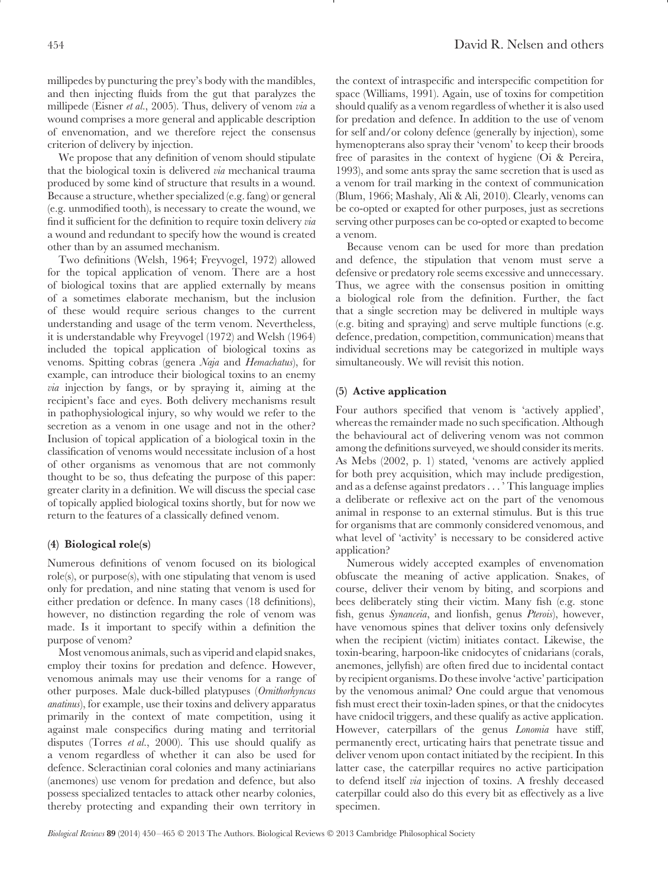millipedes by puncturing the prey's body with the mandibles, and then injecting fluids from the gut that paralyzes the millipede (Eisner *et al.*, 2005). Thus, delivery of venom *via* a wound comprises a more general and applicable description of envenomation, and we therefore reject the consensus criterion of delivery by injection.

We propose that any definition of venom should stipulate that the biological toxin is delivered *via* mechanical trauma produced by some kind of structure that results in a wound. Because a structure, whether specialized (e.g. fang) or general (e.g. unmodified tooth), is necessary to create the wound, we find it sufficient for the definition to require toxin delivery *via* a wound and redundant to specify how the wound is created other than by an assumed mechanism.

Two definitions (Welsh, 1964; Freyvogel, 1972) allowed for the topical application of venom. There are a host of biological toxins that are applied externally by means of a sometimes elaborate mechanism, but the inclusion of these would require serious changes to the current understanding and usage of the term venom. Nevertheless, it is understandable why Freyvogel (1972) and Welsh (1964) included the topical application of biological toxins as venoms. Spitting cobras (genera *Naja* and *Hemachatus*), for example, can introduce their biological toxins to an enemy *via* injection by fangs, or by spraying it, aiming at the recipient's face and eyes. Both delivery mechanisms result in pathophysiological injury, so why would we refer to the secretion as a venom in one usage and not in the other? Inclusion of topical application of a biological toxin in the classification of venoms would necessitate inclusion of a host of other organisms as venomous that are not commonly thought to be so, thus defeating the purpose of this paper: greater clarity in a definition. We will discuss the special case of topically applied biological toxins shortly, but for now we return to the features of a classically defined venom.

### (4) Biological role(s)

Numerous definitions of venom focused on its biological role(s), or purpose(s), with one stipulating that venom is used only for predation, and nine stating that venom is used for either predation or defence. In many cases (18 definitions), however, no distinction regarding the role of venom was made. Is it important to specify within a definition the purpose of venom?

Most venomous animals, such as viperid and elapid snakes, employ their toxins for predation and defence. However, venomous animals may use their venoms for a range of other purposes. Male duck-billed platypuses (*Ornithorhyncus anatinus*), for example, use their toxins and delivery apparatus primarily in the context of mate competition, using it against male conspecifics during mating and territorial disputes (Torres *et al.*, 2000). This use should qualify as a venom regardless of whether it can also be used for defence. Scleractinian coral colonies and many actiniarians (anemones) use venom for predation and defence, but also possess specialized tentacles to attack other nearby colonies, thereby protecting and expanding their own territory in the context of intraspecific and interspecific competition for space (Williams, 1991). Again, use of toxins for competition should qualify as a venom regardless of whether it is also used for predation and defence. In addition to the use of venom for self and/or colony defence (generally by injection), some hymenopterans also spray their 'venom' to keep their broods free of parasites in the context of hygiene (Oi & Pereira, 1993), and some ants spray the same secretion that is used as a venom for trail marking in the context of communication (Blum, 1966; Mashaly, Ali & Ali, 2010). Clearly, venoms can be co-opted or exapted for other purposes, just as secretions serving other purposes can be co-opted or exapted to become a venom.

Because venom can be used for more than predation and defence, the stipulation that venom must serve a defensive or predatory role seems excessive and unnecessary. Thus, we agree with the consensus position in omitting a biological role from the definition. Further, the fact that a single secretion may be delivered in multiple ways (e.g. biting and spraying) and serve multiple functions (e.g. defence, predation, competition, communication) means that individual secretions may be categorized in multiple ways simultaneously. We will revisit this notion.

### (5) Active application

Four authors specified that venom is 'actively applied', whereas the remainder made no such specification. Although the behavioural act of delivering venom was not common among the definitions surveyed, we should consider its merits. As Mebs (2002, p. 1) stated, 'venoms are actively applied for both prey acquisition, which may include predigestion, and as a defense against predators . . . ' This language implies a deliberate or reflexive act on the part of the venomous animal in response to an external stimulus. But is this true for organisms that are commonly considered venomous, and what level of 'activity' is necessary to be considered active application?

Numerous widely accepted examples of envenomation obfuscate the meaning of active application. Snakes, of course, deliver their venom by biting, and scorpions and bees deliberately sting their victim. Many fish (e.g. stone fish, genus *Synanceia*, and lionfish, genus *Pterois*), however, have venomous spines that deliver toxins only defensively when the recipient (victim) initiates contact. Likewise, the toxin-bearing, harpoon-like cnidocytes of cnidarians (corals, anemones, jellyfish) are often fired due to incidental contact by recipient organisms. Do these involve 'active' participation by the venomous animal? One could argue that venomous fish must erect their toxin-laden spines, or that the cnidocytes have cnidocil triggers, and these qualify as active application. However, caterpillars of the genus *Lonomia* have stiff, permanently erect, urticating hairs that penetrate tissue and deliver venom upon contact initiated by the recipient. In this latter case, the caterpillar requires no active participation to defend itself *via* injection of toxins. A freshly deceased caterpillar could also do this every bit as effectively as a live specimen.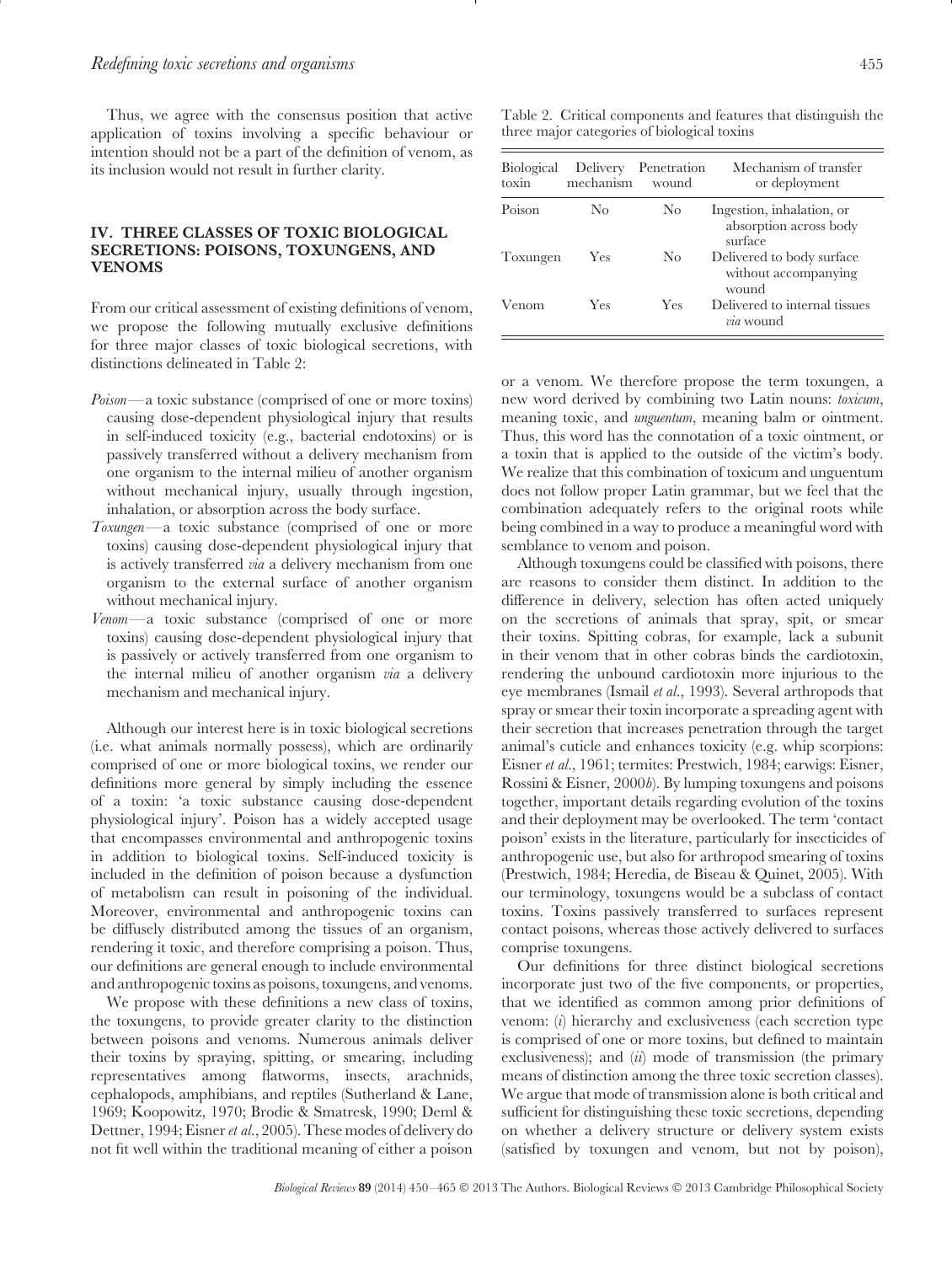Thus, we agree with the consensus position that active application of toxins involving a specific behaviour or intention should not be a part of the definition of venom, as its inclusion would not result in further clarity.

## IV. THREE CLASSES OF TOXIC BIOLOGICAL SECRETIONS: POISONS, TOXUNGENS, AND VENOMS

From our critical assessment of existing definitions of venom, we propose the following mutually exclusive definitions for three major classes of toxic biological secretions, with distinctions delineated in Table 2:

*Poison*—a toxic substance (comprised of one or more toxins) causing dose-dependent physiological injury that results in self-induced toxicity (e.g., bacterial endotoxins) or is passively transferred without a delivery mechanism from one organism to the internal milieu of another organism without mechanical injury, usually through ingestion, inhalation, or absorption across the body surface.

*Toxungen*—a toxic substance (comprised of one or more toxins) causing dose-dependent physiological injury that is actively transferred *via* a delivery mechanism from one organism to the external surface of another organism without mechanical injury.

*Venom*—a toxic substance (comprised of one or more toxins) causing dose-dependent physiological injury that is passively or actively transferred from one organism to the internal milieu of another organism *via* a delivery mechanism and mechanical injury.

Although our interest here is in toxic biological secretions (i.e. what animals normally possess), which are ordinarily comprised of one or more biological toxins, we render our definitions more general by simply including the essence of a toxin: 'a toxic substance causing dose-dependent physiological injury'. Poison has a widely accepted usage that encompasses environmental and anthropogenic toxins in addition to biological toxins. Self-induced toxicity is included in the definition of poison because a dysfunction of metabolism can result in poisoning of the individual. Moreover, environmental and anthropogenic toxins can be diffusely distributed among the tissues of an organism, rendering it toxic, and therefore comprising a poison. Thus, our definitions are general enough to include environmental and anthropogenic toxins as poisons, toxungens, and venoms.

We propose with these definitions a new class of toxins, the toxungens, to provide greater clarity to the distinction between poisons and venoms. Numerous animals deliver their toxins by spraying, spitting, or smearing, including representatives among flatworms, insects, arachnids, cephalopods, amphibians, and reptiles (Sutherland & Lane, 1969; Koopowitz, 1970; Brodie & Smatresk, 1990; Deml & Dettner, 1994; Eisner *et al.*, 2005). These modes of delivery do not fit well within the traditional meaning of either a poison or a venom. We therefore propose the term toxungen, a new word derived by combining two Latin nouns: *toxicum*, meaning toxic, and *unguentum*, meaning balm or ointment. Thus, this word has the connotation of a toxic ointment, or a toxin that is applied to the outside of the victim's body. We realize that this combination of toxicum and unguentum does not follow proper Latin grammar, but we feel that the combination adequately refers to the original roots while being combined in a way to produce a meaningful word with semblance to venom and poison.

Table 2. Critical components and features that distinguish the three major categories of biological toxins

| Biological toxin | Delivery mechanism | Penetration wound | Mechanism of transfer or deployment |
|---|---|---|---|
| Poison | No | No | Ingestion, inhalation, or absorption across body surface |
| Toxungen | Yes | No | Delivered to body surface without accompanying wound |
| Venom | Yes | Yes | Delivered to internal tissues *via* wound |

Although toxungens could be classified with poisons, there are reasons to consider them distinct. In addition to the difference in delivery, selection has often acted uniquely on the secretions of animals that spray, spit, or smear their toxins. Spitting cobras, for example, lack a subunit in their venom that in other cobras binds the cardiotoxin, rendering the unbound cardiotoxin more injurious to the eye membranes (Ismail *et al.*, 1993). Several arthropods that spray or smear their toxin incorporate a spreading agent with their secretion that increases penetration through the target animal's cuticle and enhances toxicity (e.g. whip scorpions: Eisner *et al.*, 1961; termites: Prestwich, 1984; earwigs: Eisner, Rossini & Eisner, 2000*b*). By lumping toxungens and poisons together, important details regarding evolution of the toxins and their deployment may be overlooked. The term 'contact poison' exists in the literature, particularly for insecticides of anthropogenic use, but also for arthropod smearing of toxins (Prestwich, 1984; Heredia, de Biseau & Quinet, 2005). With our terminology, toxungens would be a subclass of contact toxins. Toxins passively transferred to surfaces represent contact poisons, whereas those actively delivered to surfaces comprise toxungens.

Our definitions for three distinct biological secretions incorporate just two of the five components, or properties, that we identified as common among prior definitions of venom: (*i*) hierarchy and exclusiveness (each secretion type is comprised of one or more toxins, but defined to maintain exclusiveness); and (*ii*) mode of transmission (the primary means of distinction among the three toxic secretion classes). We argue that mode of transmission alone is both critical and sufficient for distinguishing these toxic secretions, depending on whether a delivery structure or delivery system exists (satisfied by toxungen and venom, but not by poison),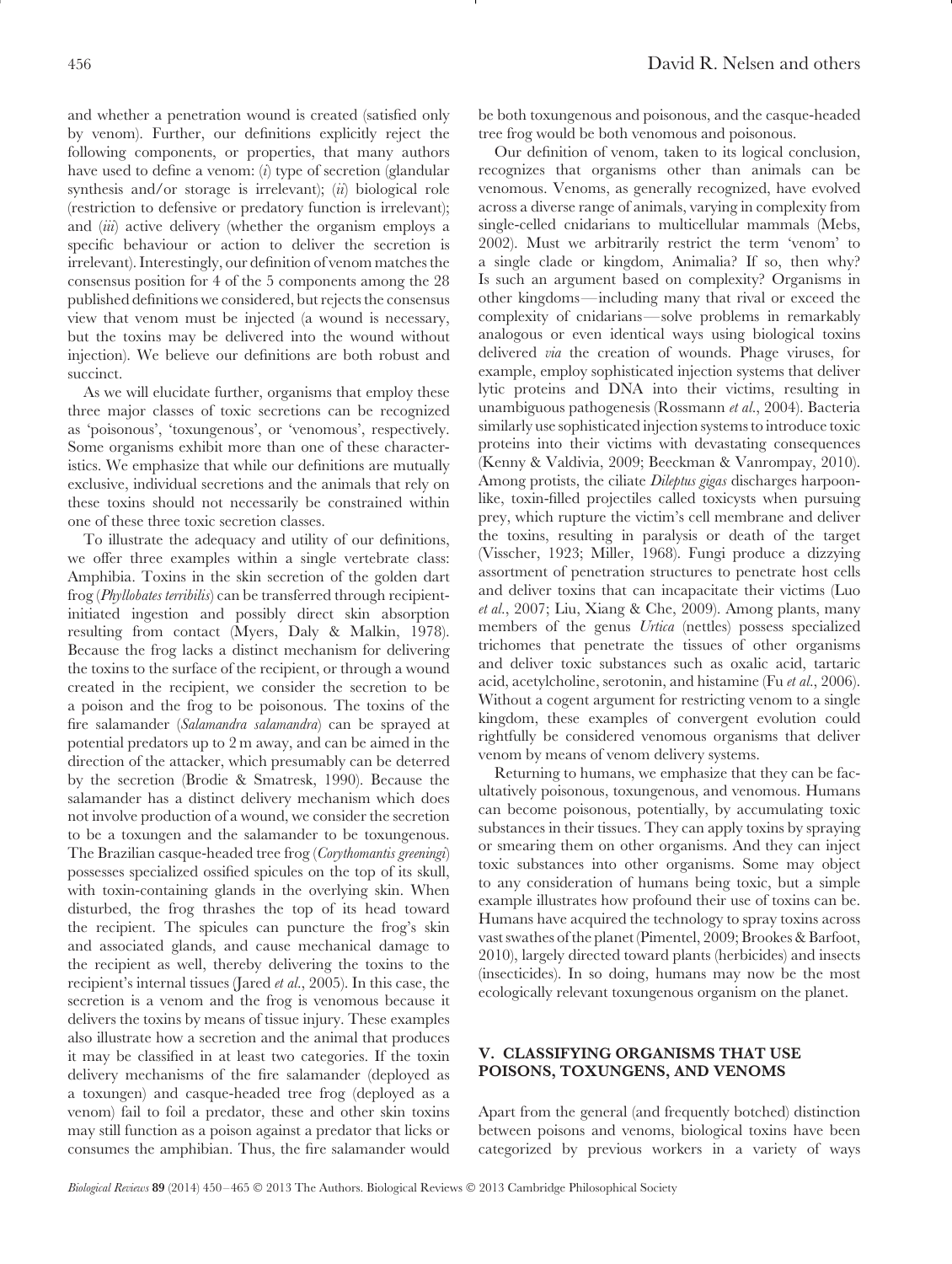and whether a penetration wound is created (satisfied only by venom). Further, our definitions explicitly reject the following components, or properties, that many authors have used to define a venom: (*i*) type of secretion (glandular synthesis and/or storage is irrelevant); (*ii*) biological role (restriction to defensive or predatory function is irrelevant); and (*iii*) active delivery (whether the organism employs a specific behaviour or action to deliver the secretion is irrelevant). Interestingly, our definition of venom matches the consensus position for 4 of the 5 components among the 28 published definitions we considered, but rejects the consensus view that venom must be injected (a wound is necessary, but the toxins may be delivered into the wound without injection). We believe our definitions are both robust and succinct.

As we will elucidate further, organisms that employ these three major classes of toxic secretions can be recognized as 'poisonous', 'toxungenous', or 'venomous', respectively. Some organisms exhibit more than one of these characteristics. We emphasize that while our definitions are mutually exclusive, individual secretions and the animals that rely on these toxins should not necessarily be constrained within one of these three toxic secretion classes.

To illustrate the adequacy and utility of our definitions, we offer three examples within a single vertebrate class: Amphibia. Toxins in the skin secretion of the golden dart frog (*Phyllobates terribilis*) can be transferred through recipient-initiated ingestion and possibly direct skin absorption resulting from contact (Myers, Daly & Malkin, 1978). Because the frog lacks a distinct mechanism for delivering the toxins to the surface of the recipient, or through a wound created in the recipient, we consider the secretion to be a poison and the frog to be poisonous. The toxins of the fire salamander (*Salamandra salamandra*) can be sprayed at potential predators up to 2 m away, and can be aimed in the direction of the attacker, which presumably can be deterred by the secretion (Brodie & Smatresk, 1990). Because the salamander has a distinct delivery mechanism which does not involve production of a wound, we consider the secretion to be a toxungen and the salamander to be toxungenous. The Brazilian casque-headed tree frog (*Corythomantis greeningi*) possesses specialized ossified spicules on the top of its skull, with toxin-containing glands in the overlying skin. When disturbed, the frog thrashes the top of its head toward the recipient. The spicules can puncture the frog's skin and associated glands, and cause mechanical damage to the recipient as well, thereby delivering the toxins to the recipient's internal tissues (Jared *et al.*, 2005). In this case, the secretion is a venom and the frog is venomous because it delivers the toxins by means of tissue injury. These examples also illustrate how a secretion and the animal that produces it may be classified in at least two categories. If the toxin delivery mechanisms of the fire salamander (deployed as a toxungen) and casque-headed tree frog (deployed as a venom) fail to foil a predator, these and other skin toxins may still function as a poison against a predator that licks or consumes the amphibian. Thus, the fire salamander would be both toxungenous and poisonous, and the casque-headed tree frog would be both venomous and poisonous.

Our definition of venom, taken to its logical conclusion, recognizes that organisms other than animals can be venomous. Venoms, as generally recognized, have evolved across a diverse range of animals, varying in complexity from single-celled cnidarians to multicellular mammals (Mebs, 2002). Must we arbitrarily restrict the term 'venom' to a single clade or kingdom, Animalia? If so, then why? Is such an argument based on complexity? Organisms in other kingdoms—including many that rival or exceed the complexity of cnidarians—solve problems in remarkably analogous or even identical ways using biological toxins delivered *via* the creation of wounds. Phage viruses, for example, employ sophisticated injection systems that deliver lytic proteins and DNA into their victims, resulting in unambiguous pathogenesis (Rossmann *et al.*, 2004). Bacteria similarly use sophisticated injection systems to introduce toxic proteins into their victims with devastating consequences (Kenny & Valdivia, 2009; Beeckman & Vanrompay, 2010). Among protists, the ciliate *Dileptus gigas* discharges harpoon-like, toxin-filled projectiles called toxicysts when pursuing prey, which rupture the victim's cell membrane and deliver the toxins, resulting in paralysis or death of the target (Visscher, 1923; Miller, 1968). Fungi produce a dizzying assortment of penetration structures to penetrate host cells and deliver toxins that can incapacitate their victims (Luo *et al.*, 2007; Liu, Xiang & Che, 2009). Among plants, many members of the genus *Urtica* (nettles) possess specialized trichomes that penetrate the tissues of other organisms and deliver toxic substances such as oxalic acid, tartaric acid, acetylcholine, serotonin, and histamine (Fu *et al.*, 2006). Without a cogent argument for restricting venom to a single kingdom, these examples of convergent evolution could rightfully be considered venomous organisms that deliver venom by means of venom delivery systems.

Returning to humans, we emphasize that they can be facultatively poisonous, toxungenous, and venomous. Humans can become poisonous, potentially, by accumulating toxic substances in their tissues. They can apply toxins by spraying or smearing them on other organisms. And they can inject toxic substances into other organisms. Some may object to any consideration of humans being toxic, but a simple example illustrates how profound their use of toxins can be. Humans have acquired the technology to spray toxins across vast swathes of the planet (Pimentel, 2009; Brookes & Barfoot, 2010), largely directed toward plants (herbicides) and insects (insecticides). In so doing, humans may now be the most ecologically relevant toxungenous organism on the planet.

## V. CLASSIFYING ORGANISMS THAT USE POISONS, TOXUNGENS, AND VENOMS

Apart from the general (and frequently botched) distinction between poisons and venoms, biological toxins have been categorized by previous workers in a variety of ways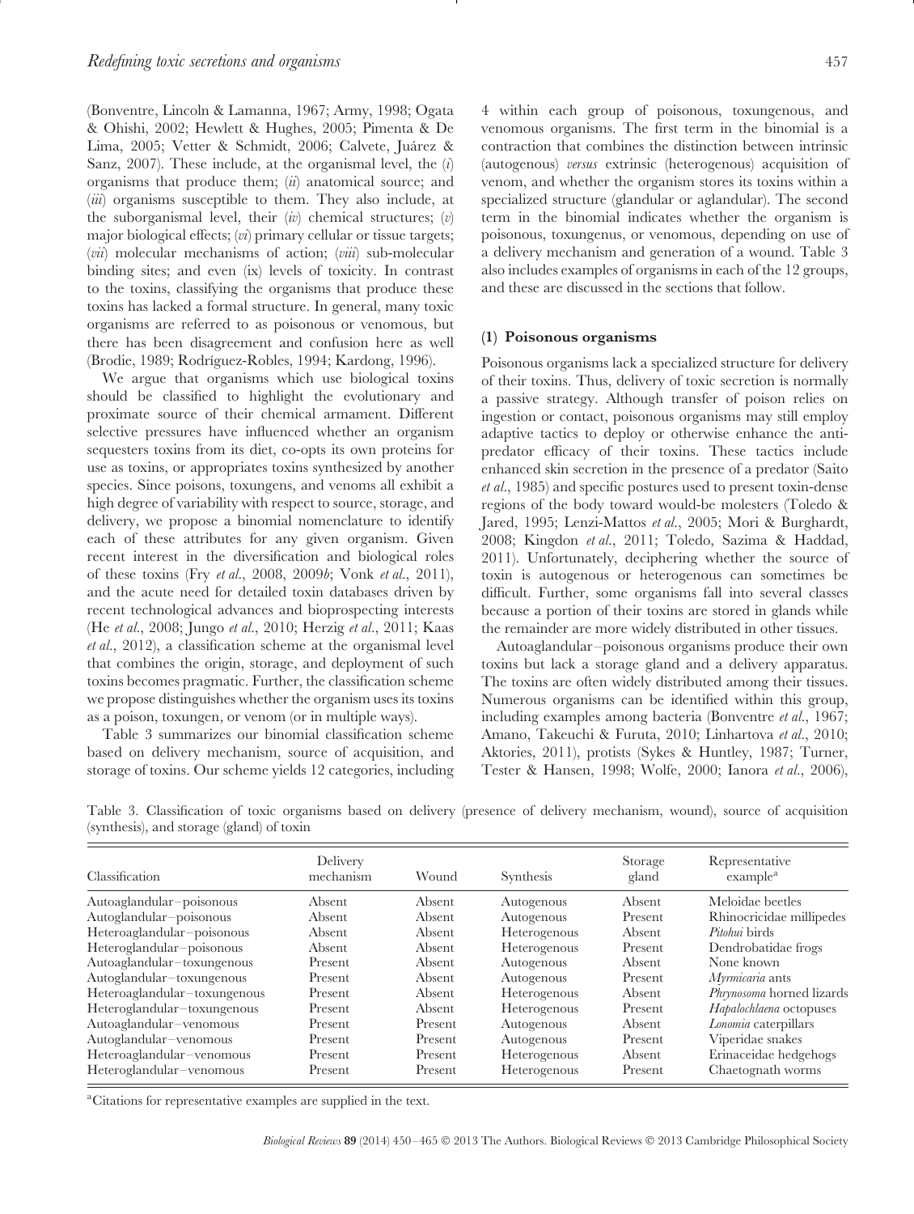(Bonventre, Lincoln & Lamanna, 1967; Army, 1998; Ogata & Ohishi, 2002; Hewlett & Hughes, 2005; Pimenta & De Lima, 2005; Vetter & Schmidt, 2006; Calvete, Juárez & Sanz, 2007). These include, at the organismal level, the (*i*) organisms that produce them; (*ii*) anatomical source; and (*iii*) organisms susceptible to them. They also include, at the suborganismal level, their (*iv*) chemical structures; (*v*) major biological effects; (*vi*) primary cellular or tissue targets; (*vii*) molecular mechanisms of action; (*viii*) sub-molecular binding sites; and even (ix) levels of toxicity. In contrast to the toxins, classifying the organisms that produce these toxins has lacked a formal structure. In general, many toxic organisms are referred to as poisonous or venomous, but there has been disagreement and confusion here as well (Brodie, 1989; Rodríguez-Robles, 1994; Kardong, 1996).

We argue that organisms which use biological toxins should be classified to highlight the evolutionary and proximate source of their chemical armament. Different selective pressures have influenced whether an organism sequesters toxins from its diet, co-opts its own proteins for use as toxins, or appropriates toxins synthesized by another species. Since poisons, toxungens, and venoms all exhibit a high degree of variability with respect to source, storage, and delivery, we propose a binomial nomenclature to identify each of these attributes for any given organism. Given recent interest in the diversification and biological roles of these toxins (Fry *et al.*, 2008, 2009*b*; Vonk *et al.*, 2011), and the acute need for detailed toxin databases driven by recent technological advances and bioprospecting interests (He *et al.*, 2008; Jungo *et al.*, 2010; Herzig *et al.*, 2011; Kaas *et al.*, 2012), a classification scheme at the organismal level that combines the origin, storage, and deployment of such toxins becomes pragmatic. Further, the classification scheme we propose distinguishes whether the organism uses its toxins as a poison, toxungen, or venom (or in multiple ways).

Table 3 summarizes our binomial classification scheme based on delivery mechanism, source of acquisition, and storage of toxins. Our scheme yields 12 categories, including 4 within each group of poisonous, toxungenous, and venomous organisms. The first term in the binomial is a contraction that combines the distinction between intrinsic (autogenous) *versus* extrinsic (heterogenous) acquisition of venom, and whether the organism stores its toxins within a specialized structure (glandular or aglandular). The second term in the binomial indicates whether the organism is poisonous, toxungenus, or venomous, depending on use of a delivery mechanism and generation of a wound. Table 3 also includes examples of organisms in each of the 12 groups, and these are discussed in the sections that follow.

### (1) Poisonous organisms

Poisonous organisms lack a specialized structure for delivery of their toxins. Thus, delivery of toxic secretion is normally a passive strategy. Although transfer of poison relies on ingestion or contact, poisonous organisms may still employ adaptive tactics to deploy or otherwise enhance the anti-predator efficacy of their toxins. These tactics include enhanced skin secretion in the presence of a predator (Saito *et al.*, 1985) and specific postures used to present toxin-dense regions of the body toward would-be molesters (Toledo & Jared, 1995; Lenzi-Mattos *et al.*, 2005; Mori & Burghardt, 2008; Kingdon *et al.*, 2011; Toledo, Sazima & Haddad, 2011). Unfortunately, deciphering whether the source of toxin is autogenous or heterogenous can sometimes be difficult. Further, some organisms fall into several classes because a portion of their toxins are stored in glands while the remainder are more widely distributed in other tissues.

Autoaglandular–poisonous organisms produce their own toxins but lack a storage gland and a delivery apparatus. The toxins are often widely distributed among their tissues. Numerous organisms can be identified within this group, including examples among bacteria (Bonventre *et al.*, 1967; Amano, Takeuchi & Furuta, 2010; Linhartova *et al.*, 2010; Aktories, 2011), protists (Sykes & Huntley, 1987; Turner, Tester & Hansen, 1998; Wolfe, 2000; Ianora *et al.*, 2006),

Table 3. Classification of toxic organisms based on delivery (presence of delivery mechanism, wound), source of acquisition (synthesis), and storage (gland) of toxin

| Classification | Delivery mechanism | Wound | Synthesis | Storage gland | Representative example[a] |
|---|---|---|---|---|---|
| Autoaglandular–poisonous | Absent | Absent | Autogenous | Absent | Meloidae beetles |
| Autoglandular–poisonous | Absent | Absent | Autogenous | Present | Rhinocricidae millipedes |
| Heteroaglandular–poisonous | Absent | Absent | Heterogenous | Absent | *Pitohui* birds |
| Heteroglandular–poisonous | Absent | Absent | Heterogenous | Present | Dendrobatidae frogs |
| Autoaglandular–toxungenous | Present | Absent | Autogenous | Absent | None known |
| Autoglandular–toxungenous | Present | Absent | Autogenous | Present | *Myrmicaria* ants |
| Heteroaglandular–toxungenous | Present | Absent | Heterogenous | Absent | *Phrynosoma* horned lizards |
| Heteroglandular–toxungenous | Present | Absent | Heterogenous | Present | *Hapalochlaena* octopuses |
| Autoaglandular–venomous | Present | Present | Autogenous | Absent | *Lonomia* caterpillars |
| Autoglandular–venomous | Present | Present | Autogenous | Present | Viperidae snakes |
| Heteroaglandular–venomous | Present | Present | Heterogenous | Absent | Erinaceidae hedgehogs |
| Heteroglandular–venomous | Present | Present | Heterogenous | Present | Chaetognath worms |

[a]Citations for representative examples are supplied in the text.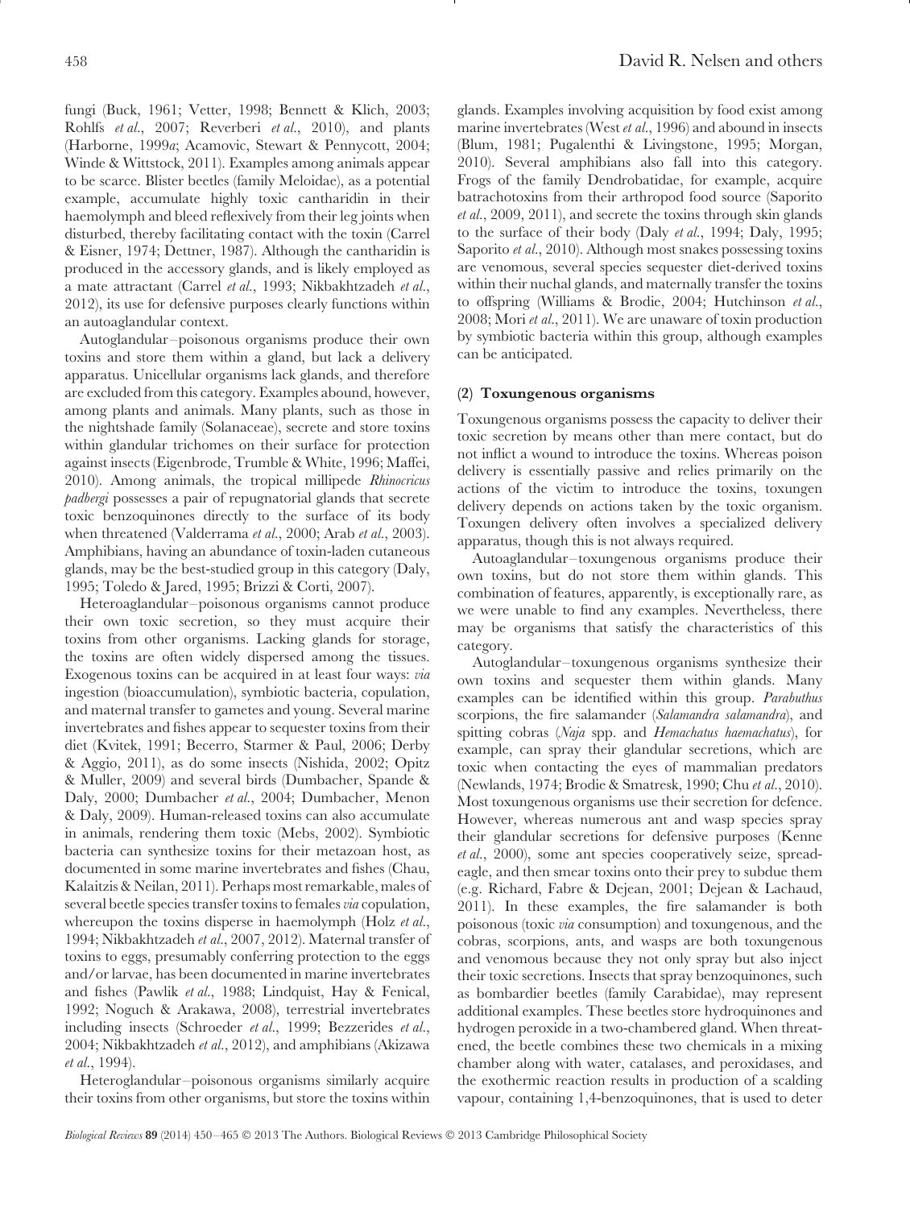fungi (Buck, 1961; Vetter, 1998; Bennett & Klich, 2003; Rohlfs *et al.*, 2007; Reverberi *et al.*, 2010), and plants (Harborne, 1999*a*; Acamovic, Stewart & Pennycott, 2004; Winde & Wittstock, 2011). Examples among animals appear to be scarce. Blister beetles (family Meloidae), as a potential example, accumulate highly toxic cantharidin in their haemolymph and bleed reflexively from their leg joints when disturbed, thereby facilitating contact with the toxin (Carrel & Eisner, 1974; Dettner, 1987). Although the cantharidin is produced in the accessory glands, and is likely employed as a mate attractant (Carrel *et al.*, 1993; Nikbakhtzadeh *et al.*, 2012), its use for defensive purposes clearly functions within an autoaglandular context.

Autoglandular–poisonous organisms produce their own toxins and store them within a gland, but lack a delivery apparatus. Unicellular organisms lack glands, and therefore are excluded from this category. Examples abound, however, among plants and animals. Many plants, such as those in the nightshade family (Solanaceae), secrete and store toxins within glandular trichomes on their surface for protection against insects (Eigenbrode, Trumble & White, 1996; Maffei, 2010). Among animals, the tropical millipede *Rhinocricus padbergi* possesses a pair of repugnatorial glands that secrete toxic benzoquinones directly to the surface of its body when threatened (Valderrama *et al.*, 2000; Arab *et al.*, 2003). Amphibians, having an abundance of toxin-laden cutaneous glands, may be the best-studied group in this category (Daly, 1995; Toledo & Jared, 1995; Brizzi & Corti, 2007).

Heteroaglandular–poisonous organisms cannot produce their own toxic secretion, so they must acquire their toxins from other organisms. Lacking glands for storage, the toxins are often widely dispersed among the tissues. Exogenous toxins can be acquired in at least four ways: *via* ingestion (bioaccumulation), symbiotic bacteria, copulation, and maternal transfer to gametes and young. Several marine invertebrates and fishes appear to sequester toxins from their diet (Kvitek, 1991; Becerro, Starmer & Paul, 2006; Derby & Aggio, 2011), as do some insects (Nishida, 2002; Opitz & Muller, 2009) and several birds (Dumbacher, Spande & Daly, 2000; Dumbacher *et al.*, 2004; Dumbacher, Menon & Daly, 2009). Human-released toxins can also accumulate in animals, rendering them toxic (Mebs, 2002). Symbiotic bacteria can synthesize toxins for their metazoan host, as documented in some marine invertebrates and fishes (Chau, Kalaitzis & Neilan, 2011). Perhaps most remarkable, males of several beetle species transfer toxins to females *via* copulation, whereupon the toxins disperse in haemolymph (Holz *et al.*, 1994; Nikbakhtzadeh *et al.*, 2007, 2012). Maternal transfer of toxins to eggs, presumably conferring protection to the eggs and/or larvae, has been documented in marine invertebrates and fishes (Pawlik *et al.*, 1988; Lindquist, Hay & Fenical, 1992; Noguch & Arakawa, 2008), terrestrial invertebrates including insects (Schroeder *et al.*, 1999; Bezzerides *et al.*, 2004; Nikbakhtzadeh *et al.*, 2012), and amphibians (Akizawa *et al.*, 1994).

Heteroglandular–poisonous organisms similarly acquire their toxins from other organisms, but store the toxins within glands. Examples involving acquisition by food exist among marine invertebrates (West *et al.*, 1996) and abound in insects (Blum, 1981; Pugalenthi & Livingstone, 1995; Morgan, 2010). Several amphibians also fall into this category. Frogs of the family Dendrobatidae, for example, acquire batrachotoxins from their arthropod food source (Saporito *et al.*, 2009, 2011), and secrete the toxins through skin glands to the surface of their body (Daly *et al.*, 1994; Daly, 1995; Saporito *et al.*, 2010). Although most snakes possessing toxins are venomous, several species sequester diet-derived toxins within their nuchal glands, and maternally transfer the toxins to offspring (Williams & Brodie, 2004; Hutchinson *et al.*, 2008; Mori *et al.*, 2011). We are unaware of toxin production by symbiotic bacteria within this group, although examples can be anticipated.

### (2) Toxungenous organisms

Toxungenous organisms possess the capacity to deliver their toxic secretion by means other than mere contact, but do not inflict a wound to introduce the toxins. Whereas poison delivery is essentially passive and relies primarily on the actions of the victim to introduce the toxins, toxungen delivery depends on actions taken by the toxic organism. Toxungen delivery often involves a specialized delivery apparatus, though this is not always required.

Autoaglandular–toxungenous organisms produce their own toxins, but do not store them within glands. This combination of features, apparently, is exceptionally rare, as we were unable to find any examples. Nevertheless, there may be organisms that satisfy the characteristics of this category.

Autoglandular–toxungenous organisms synthesize their own toxins and sequester them within glands. Many examples can be identified within this group. *Parabuthus* scorpions, the fire salamander (*Salamandra salamandra*), and spitting cobras (*Naja* spp. and *Hemachatus haemachatus*), for example, can spray their glandular secretions, which are toxic when contacting the eyes of mammalian predators (Newlands, 1974; Brodie & Smatresk, 1990; Chu *et al.*, 2010). Most toxungenous organisms use their secretion for defence. However, whereas numerous ant and wasp species spray their glandular secretions for defensive purposes (Kenne *et al.*, 2000), some ant species cooperatively seize, spread-eagle, and then smear toxins onto their prey to subdue them (e.g. Richard, Fabre & Dejean, 2001; Dejean & Lachaud, 2011). In these examples, the fire salamander is both poisonous (toxic *via* consumption) and toxungenous, and the cobras, scorpions, ants, and wasps are both toxungenous and venomous because they not only spray but also inject their toxic secretions. Insects that spray benzoquinones, such as bombardier beetles (family Carabidae), may represent additional examples. These beetles store hydroquinones and hydrogen peroxide in a two-chambered gland. When threatened, the beetle combines these two chemicals in a mixing chamber along with water, catalases, and peroxidases, and the exothermic reaction results in production of a scalding vapour, containing 1,4-benzoquinones, that is used to deter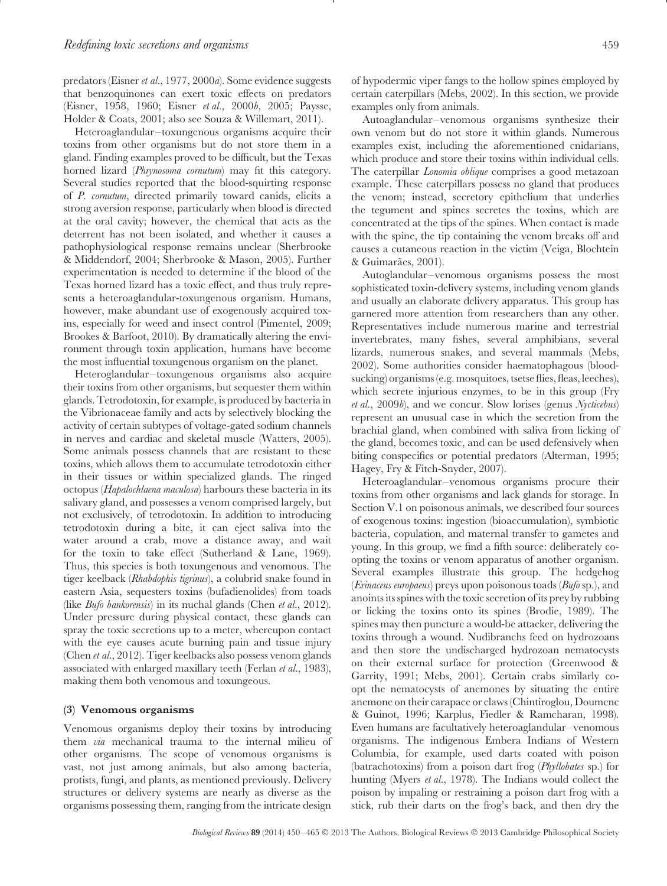predators (Eisner *et al.*, 1977, 2000*a*). Some evidence suggests that benzoquinones can exert toxic effects on predators (Eisner, 1958, 1960; Eisner *et al.*, 2000*b*, 2005; Paysse, Holder & Coats, 2001; also see Souza & Willemart, 2011).

Heteroaglandular–toxungenous organisms acquire their toxins from other organisms but do not store them in a gland. Finding examples proved to be difficult, but the Texas horned lizard (*Phrynosoma cornutum*) may fit this category. Several studies reported that the blood-squirting response of *P. cornutum*, directed primarily toward canids, elicits a strong aversion response, particularly when blood is directed at the oral cavity; however, the chemical that acts as the deterrent has not been isolated, and whether it causes a pathophysiological response remains unclear (Sherbrooke & Middendorf, 2004; Sherbrooke & Mason, 2005). Further experimentation is needed to determine if the blood of the Texas horned lizard has a toxic effect, and thus truly represents a heteroaglandular-toxungenous organism. Humans, however, make abundant use of exogenously acquired toxins, especially for weed and insect control (Pimentel, 2009; Brookes & Barfoot, 2010). By dramatically altering the environment through toxin application, humans have become the most influential toxungenous organism on the planet.

Heteroglandular–toxungenous organisms also acquire their toxins from other organisms, but sequester them within glands. Tetrodotoxin, for example, is produced by bacteria in the Vibrionaceae family and acts by selectively blocking the activity of certain subtypes of voltage-gated sodium channels in nerves and cardiac and skeletal muscle (Watters, 2005). Some animals possess channels that are resistant to these toxins, which allows them to accumulate tetrodotoxin either in their tissues or within specialized glands. The ringed octopus (*Hapalochlaena maculosa*) harbours these bacteria in its salivary gland, and possesses a venom comprised largely, but not exclusively, of tetrodotoxin. In addition to introducing tetrodotoxin during a bite, it can eject saliva into the water around a crab, move a distance away, and wait for the toxin to take effect (Sutherland & Lane, 1969). Thus, this species is both toxungenous and venomous. The tiger keelback (*Rhabdophis tigrinus*), a colubrid snake found in eastern Asia, sequesters toxins (bufadienolides) from toads (like *Bufo bankorensis*) in its nuchal glands (Chen *et al.*, 2012). Under pressure during physical contact, these glands can spray the toxic secretions up to a meter, whereupon contact with the eye causes acute burning pain and tissue injury (Chen *et al.*, 2012). Tiger keelbacks also possess venom glands associated with enlarged maxillary teeth (Ferlan *et al.*, 1983), making them both venomous and toxungeous.

### (3) Venomous organisms

Venomous organisms deploy their toxins by introducing them *via* mechanical trauma to the internal milieu of other organisms. The scope of venomous organisms is vast, not just among animals, but also among bacteria, protists, fungi, and plants, as mentioned previously. Delivery structures or delivery systems are nearly as diverse as the organisms possessing them, ranging from the intricate design of hypodermic viper fangs to the hollow spines employed by certain caterpillars (Mebs, 2002). In this section, we provide examples only from animals.

Autoaglandular–venomous organisms synthesize their own venom but do not store it within glands. Numerous examples exist, including the aforementioned cnidarians, which produce and store their toxins within individual cells. The caterpillar *Lonomia oblique* comprises a good metazoan example. These caterpillars possess no gland that produces the venom; instead, secretory epithelium that underlies the tegument and spines secretes the toxins, which are concentrated at the tips of the spines. When contact is made with the spine, the tip containing the venom breaks off and causes a cutaneous reaction in the victim (Veiga, Blochtein & Guimarães, 2001).

Autoglandular–venomous organisms possess the most sophisticated toxin-delivery systems, including venom glands and usually an elaborate delivery apparatus. This group has garnered more attention from researchers than any other. Representatives include numerous marine and terrestrial invertebrates, many fishes, several amphibians, several lizards, numerous snakes, and several mammals (Mebs, 2002). Some authorities consider haematophagous (blood-sucking) organisms (e.g. mosquitoes, tsetse flies, fleas, leeches), which secrete injurious enzymes, to be in this group (Fry *et al.*, 2009*b*), and we concur. Slow lorises (genus *Nycticebus*) represent an unusual case in which the secretion from the brachial gland, when combined with saliva from licking of the gland, becomes toxic, and can be used defensively when biting conspecifics or potential predators (Alterman, 1995; Hagey, Fry & Fitch-Snyder, 2007).

Heteroaglandular–venomous organisms procure their toxins from other organisms and lack glands for storage. In Section V.1 on poisonous animals, we described four sources of exogenous toxins: ingestion (bioaccumulation), symbiotic bacteria, copulation, and maternal transfer to gametes and young. In this group, we find a fifth source: deliberately co-opting the toxins or venom apparatus of another organism. Several examples illustrate this group. The hedgehog (*Erinaceus europaeus*) preys upon poisonous toads (*Bufo* sp.), and anoints its spines with the toxic secretion of its prey by rubbing or licking the toxins onto its spines (Brodie, 1989). The spines may then puncture a would-be attacker, delivering the toxins through a wound. Nudibranchs feed on hydrozoans and then store the undischarged hydrozoan nematocysts on their external surface for protection (Greenwood & Garrity, 1991; Mebs, 2001). Certain crabs similarly co-opt the nematocysts of anemones by situating the entire anemone on their carapace or claws (Chintiroglou, Doumenc & Guinot, 1996; Karplus, Fiedler & Ramcharan, 1998). Even humans are facultatively heteroaglandular–venomous organisms. The indigenous Embera Indians of Western Columbia, for example, used darts coated with poison (batrachotoxins) from a poison dart frog (*Phyllobates* sp.) for hunting (Myers *et al.*, 1978). The Indians would collect the poison by impaling or restraining a poison dart frog with a stick, rub their darts on the frog's back, and then dry the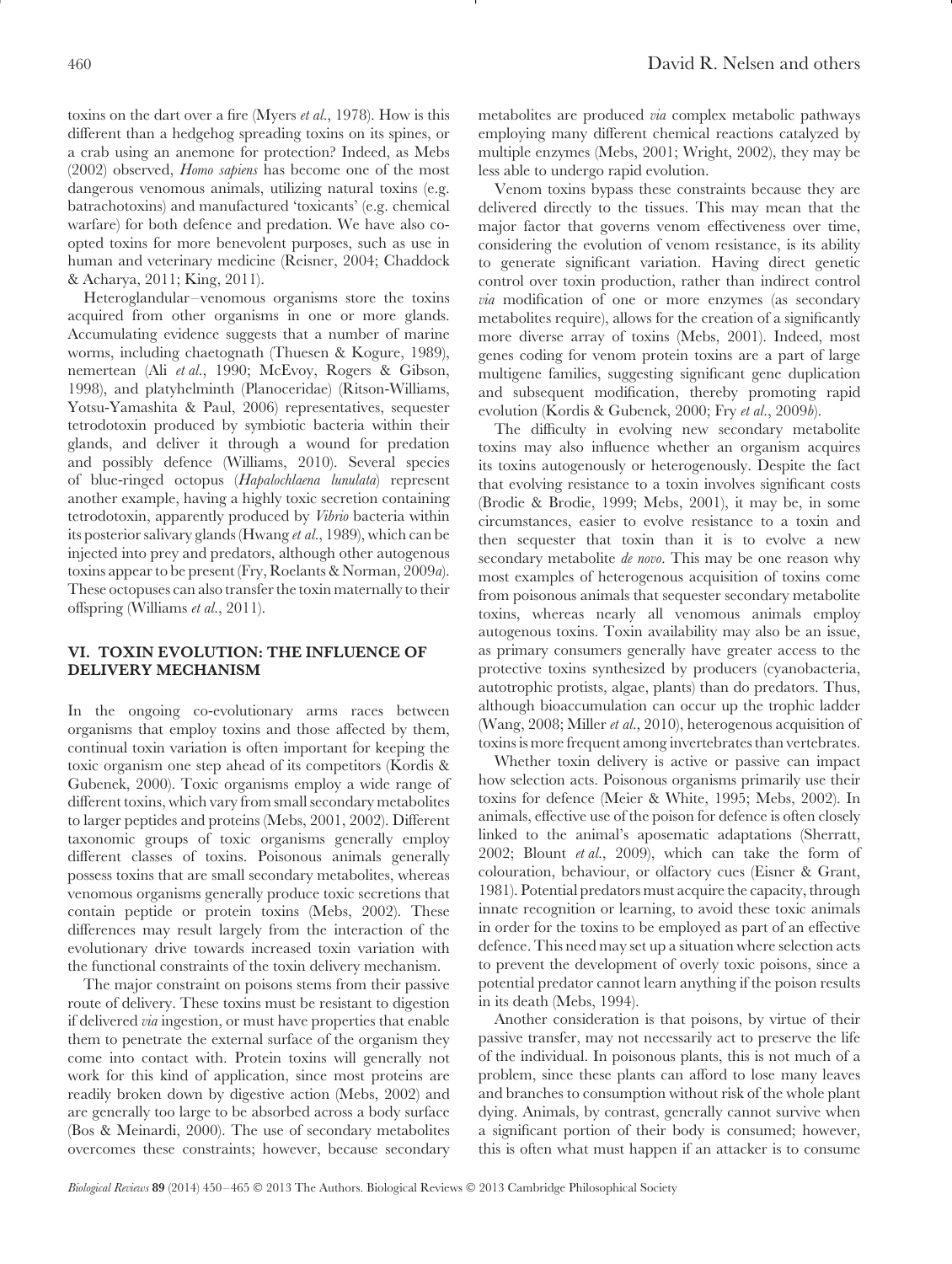toxins on the dart over a fire (Myers *et al.*, 1978). How is this different than a hedgehog spreading toxins on its spines, or a crab using an anemone for protection? Indeed, as Mebs (2002) observed, *Homo sapiens* has become one of the most dangerous venomous animals, utilizing natural toxins (e.g. batrachotoxins) and manufactured 'toxicants' (e.g. chemical warfare) for both defence and predation. We have also co-opted toxins for more benevolent purposes, such as use in human and veterinary medicine (Reisner, 2004; Chaddock & Acharya, 2011; King, 2011).

Heteroglandular–venomous organisms store the toxins acquired from other organisms in one or more glands. Accumulating evidence suggests that a number of marine worms, including chaetognath (Thuesen & Kogure, 1989), nemertean (Ali *et al.*, 1990; McEvoy, Rogers & Gibson, 1998), and platyhelminth (Planoceridae) (Ritson-Williams, Yotsu-Yamashita & Paul, 2006) representatives, sequester tetrodotoxin produced by symbiotic bacteria within their glands, and deliver it through a wound for predation and possibly defence (Williams, 2010). Several species of blue-ringed octopus (*Hapalochlaena lunulata*) represent another example, having a highly toxic secretion containing tetrodotoxin, apparently produced by *Vibrio* bacteria within its posterior salivary glands (Hwang *et al.*, 1989), which can be injected into prey and predators, although other autogenous toxins appear to be present (Fry, Roelants & Norman, 2009*a*). These octopuses can also transfer the toxin maternally to their offspring (Williams *et al.*, 2011).

## VI. TOXIN EVOLUTION: THE INFLUENCE OF DELIVERY MECHANISM

In the ongoing co-evolutionary arms races between organisms that employ toxins and those affected by them, continual toxin variation is often important for keeping the toxic organism one step ahead of its competitors (Kordis & Gubenek, 2000). Toxic organisms employ a wide range of different toxins, which vary from small secondary metabolites to larger peptides and proteins (Mebs, 2001, 2002). Different taxonomic groups of toxic organisms generally employ different classes of toxins. Poisonous animals generally possess toxins that are small secondary metabolites, whereas venomous organisms generally produce toxic secretions that contain peptide or protein toxins (Mebs, 2002). These differences may result largely from the interaction of the evolutionary drive towards increased toxin variation with the functional constraints of the toxin delivery mechanism.

The major constraint on poisons stems from their passive route of delivery. These toxins must be resistant to digestion if delivered *via* ingestion, or must have properties that enable them to penetrate the external surface of the organism they come into contact with. Protein toxins will generally not work for this kind of application, since most proteins are readily broken down by digestive action (Mebs, 2002) and are generally too large to be absorbed across a body surface (Bos & Meinardi, 2000). The use of secondary metabolites overcomes these constraints; however, because secondary metabolites are produced *via* complex metabolic pathways employing many different chemical reactions catalyzed by multiple enzymes (Mebs, 2001; Wright, 2002), they may be less able to undergo rapid evolution.

Venom toxins bypass these constraints because they are delivered directly to the tissues. This may mean that the major factor that governs venom effectiveness over time, considering the evolution of venom resistance, is its ability to generate significant variation. Having direct genetic control over toxin production, rather than indirect control *via* modification of one or more enzymes (as secondary metabolites require), allows for the creation of a significantly more diverse array of toxins (Mebs, 2001). Indeed, most genes coding for venom protein toxins are a part of large multigene families, suggesting significant gene duplication and subsequent modification, thereby promoting rapid evolution (Kordis & Gubenek, 2000; Fry *et al.*, 2009*b*).

The difficulty in evolving new secondary metabolite toxins may also influence whether an organism acquires its toxins autogenously or heterogenously. Despite the fact that evolving resistance to a toxin involves significant costs (Brodie & Brodie, 1999; Mebs, 2001), it may be, in some circumstances, easier to evolve resistance to a toxin and then sequester that toxin than it is to evolve a new secondary metabolite *de novo*. This may be one reason why most examples of heterogenous acquisition of toxins come from poisonous animals that sequester secondary metabolite toxins, whereas nearly all venomous animals employ autogenous toxins. Toxin availability may also be an issue, as primary consumers generally have greater access to the protective toxins synthesized by producers (cyanobacteria, autotrophic protists, algae, plants) than do predators. Thus, although bioaccumulation can occur up the trophic ladder (Wang, 2008; Miller *et al.*, 2010), heterogenous acquisition of toxins is more frequent among invertebrates than vertebrates.

Whether toxin delivery is active or passive can impact how selection acts. Poisonous organisms primarily use their toxins for defence (Meier & White, 1995; Mebs, 2002). In animals, effective use of the poison for defence is often closely linked to the animal's aposematic adaptations (Sherratt, 2002; Blount *et al.*, 2009), which can take the form of colouration, behaviour, or olfactory cues (Eisner & Grant, 1981). Potential predators must acquire the capacity, through innate recognition or learning, to avoid these toxic animals in order for the toxins to be employed as part of an effective defence. This need may set up a situation where selection acts to prevent the development of overly toxic poisons, since a potential predator cannot learn anything if the poison results in its death (Mebs, 1994).

Another consideration is that poisons, by virtue of their passive transfer, may not necessarily act to preserve the life of the individual. In poisonous plants, this is not much of a problem, since these plants can afford to lose many leaves and branches to consumption without risk of the whole plant dying. Animals, by contrast, generally cannot survive when a significant portion of their body is consumed; however, this is often what must happen if an attacker is to consume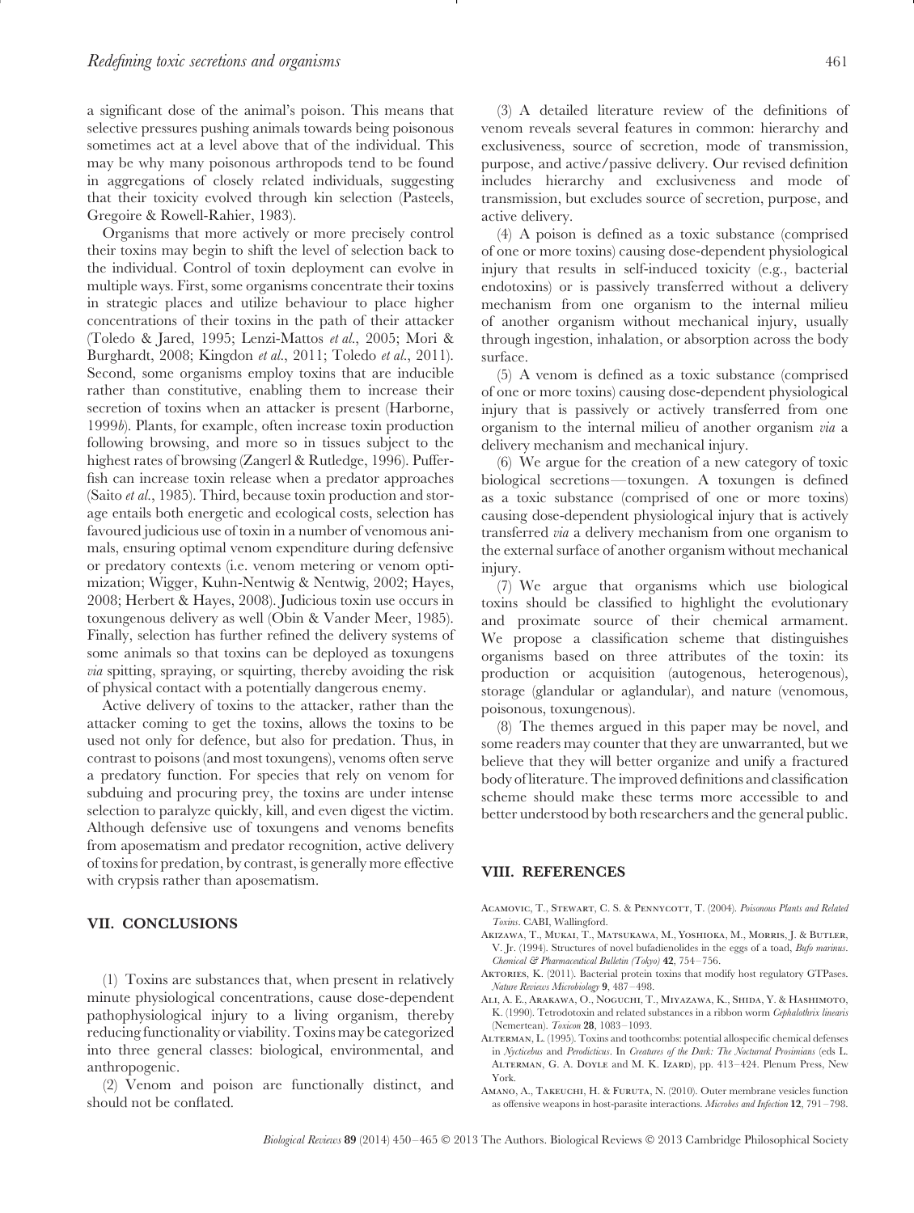a significant dose of the animal's poison. This means that selective pressures pushing animals towards being poisonous sometimes act at a level above that of the individual. This may be why many poisonous arthropods tend to be found in aggregations of closely related individuals, suggesting that their toxicity evolved through kin selection (Pasteels, Gregoire & Rowell-Rahier, 1983).

Organisms that more actively or more precisely control their toxins may begin to shift the level of selection back to the individual. Control of toxin deployment can evolve in multiple ways. First, some organisms concentrate their toxins in strategic places and utilize behaviour to place higher concentrations of their toxins in the path of their attacker (Toledo & Jared, 1995; Lenzi-Mattos *et al.*, 2005; Mori & Burghardt, 2008; Kingdon *et al.*, 2011; Toledo *et al.*, 2011). Second, some organisms employ toxins that are inducible rather than constitutive, enabling them to increase their secretion of toxins when an attacker is present (Harborne, 1999*b*). Plants, for example, often increase toxin production following browsing, and more so in tissues subject to the highest rates of browsing (Zangerl & Rutledge, 1996). Pufferfish can increase toxin release when a predator approaches (Saito *et al.*, 1985). Third, because toxin production and storage entails both energetic and ecological costs, selection has favoured judicious use of toxin in a number of venomous animals, ensuring optimal venom expenditure during defensive or predatory contexts (i.e. venom metering or venom optimization; Wigger, Kuhn-Nentwig & Nentwig, 2002; Hayes, 2008; Herbert & Hayes, 2008). Judicious toxin use occurs in toxungenous delivery as well (Obin & Vander Meer, 1985). Finally, selection has further refined the delivery systems of some animals so that toxins can be deployed as toxungens *via* spitting, spraying, or squirting, thereby avoiding the risk of physical contact with a potentially dangerous enemy.

Active delivery of toxins to the attacker, rather than the attacker coming to get the toxins, allows the toxins to be used not only for defence, but also for predation. Thus, in contrast to poisons (and most toxungens), venoms often serve a predatory function. For species that rely on venom for subduing and procuring prey, the toxins are under intense selection to paralyze quickly, kill, and even digest the victim. Although defensive use of toxungens and venoms benefits from aposematism and predator recognition, active delivery of toxins for predation, by contrast, is generally more effective with crypsis rather than aposematism.

## VII. CONCLUSIONS

(1) Toxins are substances that, when present in relatively minute physiological concentrations, cause dose-dependent pathophysiological injury to a living organism, thereby reducing functionality or viability. Toxins may be categorized into three general classes: biological, environmental, and anthropogenic.

(2) Venom and poison are functionally distinct, and should not be conflated.

(3) A detailed literature review of the definitions of venom reveals several features in common: hierarchy and exclusiveness, source of secretion, mode of transmission, purpose, and active/passive delivery. Our revised definition includes hierarchy and exclusiveness and mode of transmission, but excludes source of secretion, purpose, and active delivery.

(4) A poison is defined as a toxic substance (comprised of one or more toxins) causing dose-dependent physiological injury that results in self-induced toxicity (e.g., bacterial endotoxins) or is passively transferred without a delivery mechanism from one organism to the internal milieu of another organism without mechanical injury, usually through ingestion, inhalation, or absorption across the body surface.

(5) A venom is defined as a toxic substance (comprised of one or more toxins) causing dose-dependent physiological injury that is passively or actively transferred from one organism to the internal milieu of another organism *via* a delivery mechanism and mechanical injury.

(6) We argue for the creation of a new category of toxic biological secretions—toxungen. A toxungen is defined as a toxic substance (comprised of one or more toxins) causing dose-dependent physiological injury that is actively transferred *via* a delivery mechanism from one organism to the external surface of another organism without mechanical injury.

(7) We argue that organisms which use biological toxins should be classified to highlight the evolutionary and proximate source of their chemical armament. We propose a classification scheme that distinguishes organisms based on three attributes of the toxin: its production or acquisition (autogenous, heterogenous), storage (glandular or aglandular), and nature (venomous, poisonous, toxungenous).

(8) The themes argued in this paper may be novel, and some readers may counter that they are unwarranted, but we believe that they will better organize and unify a fractured body of literature. The improved definitions and classification scheme should make these terms more accessible to and better understood by both researchers and the general public.

## VIII. REFERENCES

Acamovic, T., Stewart, C. S. & Pennycott, T. (2004). *Poisonous Plants and Related Toxins*. CABI, Wallingford.

Akizawa, T., Mukai, T., Matsukawa, M., Yoshioka, M., Morris, J. & Butler, V. Jr. (1994). Structures of novel bufadienolides in the eggs of a toad, *Bufo marinus*. *Chemical & Pharmaceutical Bulletin (Tokyo)* **42**, 754–756.

Aktories, K. (2011). Bacterial protein toxins that modify host regulatory GTPases. *Nature Reviews Microbiology* **9**, 487–498.

Ali, A. E., Arakawa, O., Noguchi, T., Miyazawa, K., Shida, Y. & Hashimoto, K. (1990). Tetrodotoxin and related substances in a ribbon worm *Cephalothrix linearis* (Nemertean). *Toxicon* **28**, 1083–1093.

Alterman, L. (1995). Toxins and toothcombs: potential allospecific chemical defenses in *Nycticebus* and *Perodicticus*. In *Creatures of the Dark: The Nocturnal Prosimians* (eds L. Alterman, G. A. Doyle and M. K. Izard), pp. 413–424. Plenum Press, New York.

Amano, A., Takeuchi, H. & Furuta, N. (2010). Outer membrane vesicles function as offensive weapons in host-parasite interactions. *Microbes and Infection* **12**, 791–798.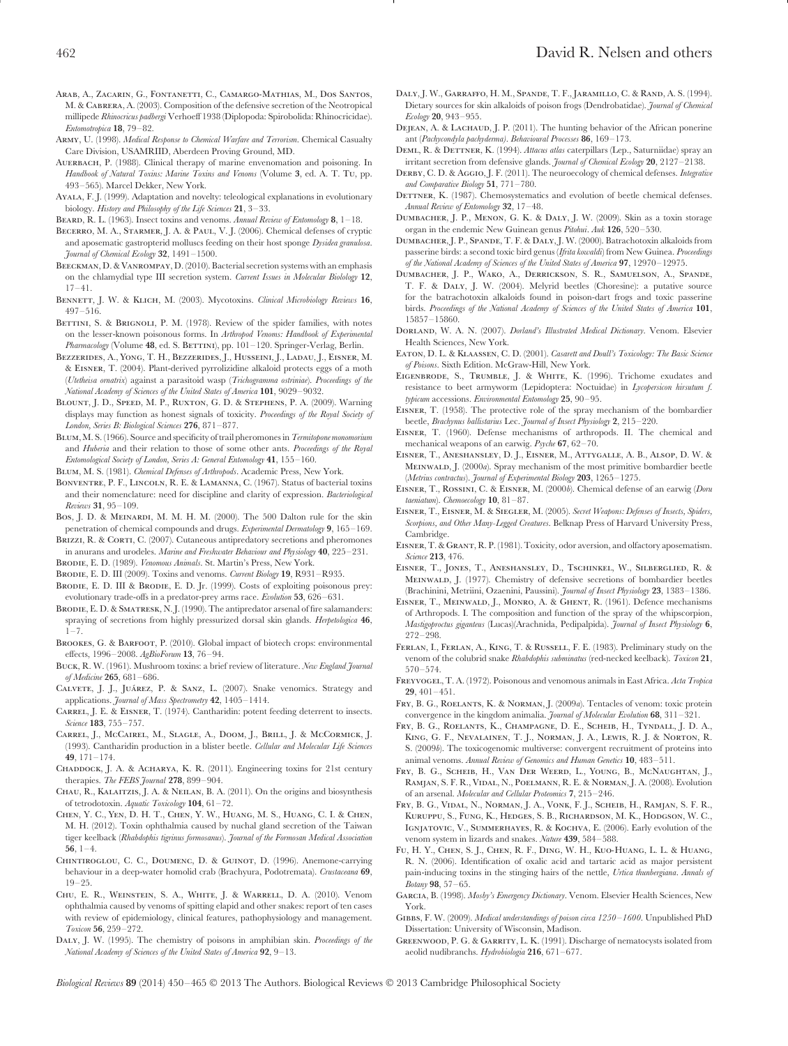Arab, A., Zacarin, G., Fontanetti, C., Camargo-Mathias, M., Dos Santos, M. & Cabrera, A. (2003). Composition of the defensive secretion of the Neotropical millipede *Rhinocricus padbergi* Verhoeff 1938 (Diplopoda: Spirobolida: Rhinocricidae). *Entomotropica* **18**, 79–82.

Army, U. (1998). *Medical Response to Chemical Warfare and Terrorism*. Chemical Casualty Care Division, USAMRIID, Aberdeen Proving Ground, MD.

Auerbach, P. (1988). Clinical therapy of marine envenomation and poisoning. In *Handbook of Natural Toxins: Marine Toxins and Venoms* (Volume **3**, ed. A. T. Tu, pp. 493–565). Marcel Dekker, New York.

Ayala, F. J. (1999). Adaptation and novelty: teleological explanations in evolutionary biology. *History and Philosophy of the Life Sciences* **21**, 3–33.

Beard, R. L. (1963). Insect toxins and venoms. *Annual Review of Entomology* **8**, 1–18.

Becerro, M. A., Starmer, J. A. & Paul, V. J. (2006). Chemical defenses of cryptic and aposematic gastropterid molluscs feeding on their host sponge *Dysidea granulosa*. *Journal of Chemical Ecology* **32**, 1491–1500.

Beeckman, D. & Vanrompay, D. (2010). Bacterial secretion systems with an emphasis on the chlamydial type III secretion system. *Current Issues in Molecular Biology* **12**, 17–41.

Bennett, J. W. & Klich, M. (2003). Mycotoxins. *Clinical Microbiology Reviews* **16**, 497–516.

Bettini, S. & Brignoli, P. M. (1978). Review of the spider families, with notes on the lesser-known poisonous forms. In *Arthropod Venoms: Handbook of Experimental Pharmacology* (Volume **48**, ed. S. Bettini), pp. 101–120. Springer-Verlag, Berlin.

Bezzerides, A., Yong, T. H., Bezzerides, J., Husseini, J., Ladau, J., Eisner, M. & Eisner, T. (2004). Plant-derived pyrrolizidine alkaloid protects eggs of a moth (*Utetheisa ornatrix*) against a parasitoid wasp (*Trichogramma ostriniae*). *Proceedings of the National Academy of Sciences of the United States of America* **101**, 9029–9032.

Blount, J. D., Speed, M. P., Ruxton, G. D. & Stephens, P. A. (2009). Warning displays may function as honest signals of toxicity. *Proceedings of the Royal Society of London, Series B: Biological Sciences* **276**, 871–877.

Blum, M. S. (1966). Source and specificity of trail pheromones in *Termitopone monomorium* and *Huberia* and their relation to those of some other ants. *Proceedings of the Royal Entomological Society of London, Series A: General Entomology* **41**, 155–160.

Blum, M. S. (1981). *Chemical Defenses of Arthropods*. Academic Press, New York.

Bonventre, P. F., Lincoln, R. E. & Lamanna, C. (1967). Status of bacterial toxins and their nomenclature: need for discipline and clarity of expression. *Bacteriological Reviews* **31**, 95–109.

Bos, J. D. & Meinardi, M. M. H. M. (2000). The 500 Dalton rule for the skin penetration of chemical compounds and drugs. *Experimental Dermatology* **9**, 165–169.

Brizzi, R. & Corti, C. (2007). Cutaneous antipredatory secretions and pheromones in anurans and urodeles. *Marine and Freshwater Behaviour and Physiology* **40**, 225–231.

Brodie, E. D. (1989). *Venomous Animals*. St. Martin's Press, New York.

Brodie, E. D. III (2009). Toxins and venoms. *Current Biology* **19**, R931–R935.

Brodie, E. D. III & Brodie, E. D. Jr. (1999). Costs of exploiting poisonous prey: evolutionary trade-offs in a predator-prey arms race. *Evolution* **53**, 626–631.

Brodie, E. D. & Smatresk, N. J. (1990). The antipredator arsenal of fire salamanders: spraying of secretions from highly pressurized dorsal skin glands. *Herpetologica* **46**, 1–7.

Brookes, G. & Barfoot, P. (2010). Global impact of biotech crops: environmental effects, 1996–2008. *AgBioForum* **13**, 76–94.

Buck, R. W. (1961). Mushroom toxins: a brief review of literature. *New England Journal of Medicine* **265**, 681–686.

Calvete, J. J., Juárez, P. & Sanz, L. (2007). Snake venomics. Strategy and applications. *Journal of Mass Spectrometry* **42**, 1405–1414.

Carrel, J. E. & Eisner, T. (1974). Cantharidin: potent feeding deterrent to insects. *Science* **183**, 755–757.

Carrel, J., McCairel, M., Slagle, A., Doom, J., Brill, J. & McCormick, J. (1993). Cantharidin production in a blister beetle. *Cellular and Molecular Life Sciences* **49**, 171–174.

Chaddock, J. A. & Acharya, K. R. (2011). Engineering toxins for 21st century therapies. *The FEBS Journal* **278**, 899–904.

Chau, R., Kalaitzis, J. A. & Neilan, B. A. (2011). On the origins and biosynthesis of tetrodotoxin. *Aquatic Toxicology* **104**, 61–72.

Chen, Y. C., Yen, D. H. T., Chen, Y. W., Huang, M. S., Huang, C. I. & Chen, M. H. (2012). Toxin ophthalmia caused by nuchal gland secretion of the Taiwan tiger keelback (*Rhabdophis tigrinus formosanus*). *Journal of the Formosan Medical Association* **56**, 1–4.

Chintiroglou, C. C., Doumenc, D. & Guinot, D. (1996). Anemone-carrying behaviour in a deep-water homolid crab (Brachyura, Podotremata). *Crustaceana* **69**, 19–25.

Chu, E. R., Weinstein, S. A., White, J. & Warrell, D. A. (2010). Venom ophthalmia caused by venoms of spitting elapid and other snakes: report of ten cases with review of epidemiology, clinical features, pathophysiology and management. *Toxicon* **56**, 259–272.

Daly, J. W. (1995). The chemistry of poisons in amphibian skin. *Proceedings of the National Academy of Sciences of the United States of America* **92**, 9–13.

Daly, J. W., Garraffo, H. M., Spande, T. F., Jaramillo, C. & Rand, A. S. (1994). Dietary sources for skin alkaloids of poison frogs (Dendrobatidae). *Journal of Chemical Ecology* **20**, 943–955.

Dejean, A. & Lachaud, J. P. (2011). The hunting behavior of the African ponerine ant (*Pachycondyla pachyderma*). *Behavioural Processes* **86**, 169–173.

Deml, R. & Dettner, K. (1994). *Attacus atlas* caterpillars (Lep., Saturniidae) spray an irritant secretion from defensive glands. *Journal of Chemical Ecology* **20**, 2127–2138.

Derby, C. D. & Aggio, J. F. (2011). The neuroecology of chemical defenses. *Integrative and Comparative Biology* **51**, 771–780.

Dettner, K. (1987). Chemosystematics and evolution of beetle chemical defenses. *Annual Review of Entomology* **32**, 17–48.

Dumbacher, J. P., Menon, G. K. & Daly, J. W. (2009). Skin as a toxin storage organ in the endemic New Guinean genus *Pitohui*. *Auk* **126**, 520–530.

Dumbacher, J. P., Spande, T. F. & Daly, J. W. (2000). Batrachotoxin alkaloids from passerine birds: a second toxic bird genus (*Ifrita kowaldi*) from New Guinea. *Proceedings of the National Academy of Sciences of the United States of America* **97**, 12970–12975.

Dumbacher, J. P., Wako, A., Derrickson, S. R., Samuelson, A., Spande, T. F. & Daly, J. W. (2004). Melyrid beetles (Choresine): a putative source for the batrachotoxin alkaloids found in poison-dart frogs and toxic passerine birds. *Proceedings of the National Academy of Sciences of the United States of America* **101**, 15857–15860.

Dorland, W. A. N. (2007). *Dorland's Illustrated Medical Dictionary*. Venom. Elsevier Health Sciences, New York.

Eaton, D. L. & Klaassen, C. D. (2001). *Casarett and Doull's Toxicology: The Basic Science of Poisons*. Sixth Edition. McGraw-Hill, New York.

Eigenbrode, S., Trumble, J. & White, K. (1996). Trichome exudates and resistance to beet armyworm (Lepidoptera: Noctuidae) in *Lycopersicon hirsutum f. typicum* accessions. *Environmental Entomology* **25**, 90–95.

Eisner, T. (1958). The protective role of the spray mechanism of the bombardier beetle, *Brachynus ballistarius* Lec. *Journal of Insect Physiology* **2**, 215–220.

Eisner, T. (1960). Defense mechanisms of arthropods. II. The chemical and mechanical weapons of an earwig. *Psyche* **67**, 62–70.

Eisner, T., Aneshansley, D. J., Eisner, M., Attygalle, A. B., Alsop, D. W. & Meinwald, J. (2000*a*). Spray mechanism of the most primitive bombardier beetle (*Metrius contractus*). *Journal of Experimental Biology* **203**, 1265–1275.

Eisner, T., Rossini, C. & Eisner, M. (2000*b*). Chemical defense of an earwig (*Doru taeniatum*). *Chemoecology* **10**, 81–87.

Eisner, T., Eisner, M. & Siegler, M. (2005). *Secret Weapons: Defenses of Insects, Spiders, Scorpions, and Other Many-Legged Creatures*. Belknap Press of Harvard University Press, Cambridge.

Eisner, T. & Grant, R. P. (1981). Toxicity, odor aversion, and olfactory aposematism. *Science* **213**, 476.

Eisner, T., Jones, T., Aneshansley, D., Tschinkel, W., Silberglied, R. & Meinwald, J. (1977). Chemistry of defensive secretions of bombardier beetles (Brachinini, Metriini, Ozaenini, Paussini). *Journal of Insect Physiology* **23**, 1383–1386.

Eisner, T., Meinwald, J., Monro, A. & Ghent, R. (1961). Defence mechanisms of Arthropods. I. The composition and function of the spray of the whipscorpion, *Mastigoproctus giganteus* (Lucas)(Arachnida, Pedipalpida). *Journal of Insect Physiology* **6**, 272–298.

Ferlan, I., Ferlan, A., King, T. & Russell, F. E. (1983). Preliminary study on the venom of the colubrid snake *Rhabdophis subminatus* (red-necked keelback). *Toxicon* **21**, 570–574.

Freyvogel, T. A. (1972). Poisonous and venomous animals in East Africa. *Acta Tropica* **29**, 401–451.

Fry, B. G., Roelants, K. & Norman, J. (2009*a*). Tentacles of venom: toxic protein convergence in the kingdom animalia. *Journal of Molecular Evolution* **68**, 311–321.

Fry, B. G., Roelants, K., Champagne, D. E., Scheib, H., Tyndall, J. D. A., King, G. F., Nevalainen, T. J., Norman, J. A., Lewis, R. J. & Norton, R. S. (2009*b*). The toxicogenomic multiverse: convergent recruitment of proteins into animal venoms. *Annual Review of Genomics and Human Genetics* **10**, 483–511.

Fry, B. G., Scheib, H., Van Der Weerd, L., Young, B., McNaughtan, J., Ramjan, S. F. R., Vidal, N., Poelmann, R. E. & Norman, J. A. (2008). Evolution of an arsenal. *Molecular and Cellular Proteomics* **7**, 215–246.

Fry, B. G., Vidal, N., Norman, J. A., Vonk, F. J., Scheib, H., Ramjan, S. F. R., Kuruppu, S., Fung, K., Hedges, S. B., Richardson, M. K., Hodgson, W. C., Ignjatovic, V., Summerhayes, R. & Kochva, E. (2006). Early evolution of the venom system in lizards and snakes. *Nature* **439**, 584–588.

Fu, H. Y., Chen, S. J., Chen, R. F., Ding, W. H., Kuo-Huang, L. L. & Huang, R. N. (2006). Identification of oxalic acid and tartaric acid as major persistent pain-inducing toxins in the stinging hairs of the nettle, *Urtica thunbergiana*. *Annals of Botany* **98**, 57–65.

Garcia, B. (1998). *Mosby's Emergency Dictionary*. Venom. Elsevier Health Sciences, New York.

Gibbs, F. W. (2009). *Medical understandings of poison circa 1250–1600*. Unpublished PhD Dissertation: University of Wisconsin, Madison.

Greenwood, P. G. & Garrity, L. K. (1991). Discharge of nematocysts isolated from aeolid nudibranchs. *Hydrobiologia* **216**, 671–677.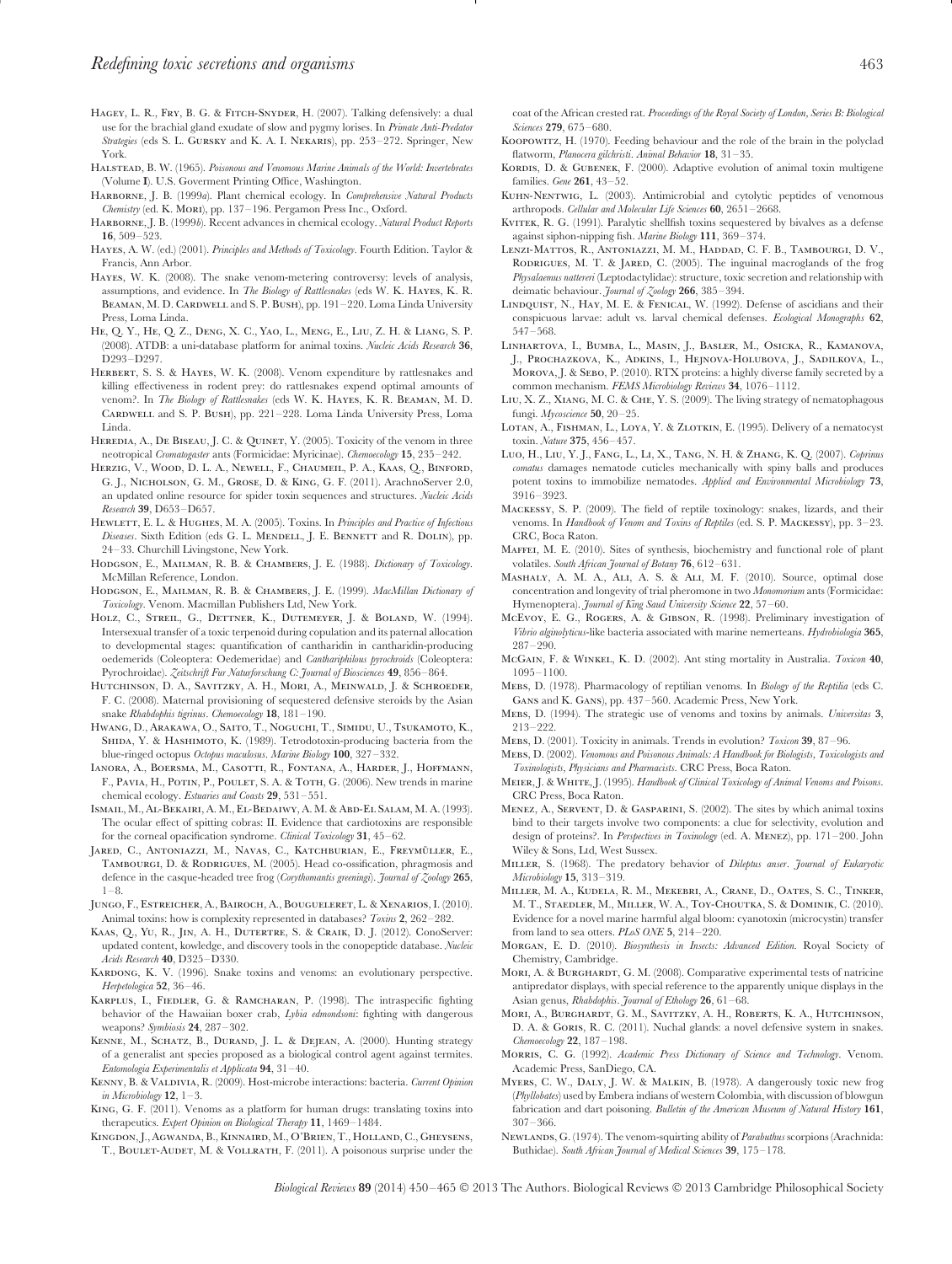Hagey, L. R., Fry, B. G. & Fitch-Snyder, H. (2007). Talking defensively: a dual use for the brachial gland exudate of slow and pygmy lorises. In *Primate Anti-Predator Strategies* (eds S. L. Gursky and K. A. I. Nekaris), pp. 253–272. Springer, New York.

Halstead, B. W. (1965). *Poisonous and Venomous Marine Animals of the World: Invertebrates* (Volume **I**). U.S. Goverment Printing Office, Washington.

Harborne, J. B. (1999*a*). Plant chemical ecology. In *Comprehensive Natural Products Chemistry* (ed. K. Mori), pp. 137–196. Pergamon Press Inc., Oxford.

Harborne, J. B. (1999*b*). Recent advances in chemical ecology. *Natural Product Reports* **16**, 509–523.

Hayes, A. W. (ed.) (2001). *Principles and Methods of Toxicology*. Fourth Edition. Taylor & Francis, Ann Arbor.

Hayes, W. K. (2008). The snake venom-metering controversy: levels of analysis, assumptions, and evidence. In *The Biology of Rattlesnakes* (eds W. K. Hayes, K. R. Beaman, M. D. Cardwell and S. P. Bush), pp. 191–220. Loma Linda University Press, Loma Linda.

He, Q. Y., He, Q. Z., Deng, X. C., Yao, L., Meng, E., Liu, Z. H. & Liang, S. P. (2008). ATDB: a uni-database platform for animal toxins. *Nucleic Acids Research* **36**, D293–D297.

Herbert, S. S. & Hayes, W. K. (2008). Venom expenditure by rattlesnakes and killing effectiveness in rodent prey: do rattlesnakes expend optimal amounts of venom?. In *The Biology of Rattlesnakes* (eds W. K. Hayes, K. R. Beaman, M. D. Cardwell and S. P. Bush), pp. 221–228. Loma Linda University Press, Loma Linda.

Heredia, A., De Biseau, J. C. & Quinet, Y. (2005). Toxicity of the venom in three neotropical *Cromatogaster* ants (Formicidae: Myricinae). *Chemoecology* **15**, 235–242.

Herzig, V., Wood, D. L. A., Newell, F., Chaumeil, P. A., Kaas, Q., Binford, G. J., Nicholson, G. M., Grose, D. & King, G. F. (2011). ArachnoServer 2.0, an updated online resource for spider toxin sequences and structures. *Nucleic Acids Research* **39**, D653–D657.

Hewlett, E. L. & Hughes, M. A. (2005). Toxins. In *Principles and Practice of Infectious Diseases*. Sixth Edition (eds G. L. Mendell, J. E. Bennett and R. Dolin), pp. 24–33. Churchill Livingstone, New York.

Hodgson, E., Mailman, R. B. & Chambers, J. E. (1988). *Dictionary of Toxicology*. McMillan Reference, London.

Hodgson, E., Mailman, R. B. & Chambers, J. E. (1999). *MacMillan Dictionary of Toxicology*. Venom. Macmillan Publishers Ltd, New York.

Holz, C., Streil, G., Dettner, K., Dutemeyer, J. & Boland, W. (1994). Intersexual transfer of a toxic terpenoid during copulation and its paternal allocation to developmental stages: quantification of cantharidin in cantharidin-producing oedemerids (Coleoptera: Oedemeridae) and *Canthariphilous pyrochroids* (Coleoptera: Pyrochroidae). *Zeitschrift Fur Naturforschung C: Journal of Biosciences* **49**, 856–864.

Hutchinson, D. A., Savitzky, A. H., Mori, A., Meinwald, J. & Schroeder, F. C. (2008). Maternal provisioning of sequestered defensive steroids by the Asian snake *Rhabdophis tigrinus*. *Chemoecology* **18**, 181–190.

Hwang, D., Arakawa, O., Saito, T., Noguchi, T., Simidu, U., Tsukamoto, K., Shida, Y. & Hashimoto, K. (1989). Tetrodotoxin-producing bacteria from the blue-ringed octopus *Octopus maculosus*. *Marine Biology* **100**, 327–332.

Ianora, A., Boersma, M., Casotti, R., Fontana, A., Harder, J., Hoffmann, F., Pavia, H., Potin, P., Poulet, S. A. & Toth, G. (2006). New trends in marine chemical ecology. *Estuaries and Coasts* **29**, 531–551.

Ismail, M., Al-Bekairi, A. M., El-Bedaiwy, A. M. & Abd-El Salam, M. A. (1993). The ocular effect of spitting cobras: II. Evidence that cardiotoxins are responsible for the corneal opacification syndrome. *Clinical Toxicology* **31**, 45–62.

Jared, C., Antoniazzi, M., Navas, C., Katchburian, E., Freymüller, E., Tambourgi, D. & Rodrigues, M. (2005). Head co-ossification, phragmosis and defence in the casque-headed tree frog (*Corythomantis greeningi*). *Journal of Zoology* **265**, 1–8.

Jungo, F., Estreicher, A., Bairoch, A., Bougueleret, L. & Xenarios, I. (2010). Animal toxins: how is complexity represented in databases? *Toxins* **2**, 262–282.

Kaas, Q., Yu, R., Jin, A. H., Dutertre, S. & Craik, D. J. (2012). ConoServer: updated content, kowledge, and discovery tools in the conopeptide database. *Nucleic Acids Research* **40**, D325–D330.

Kardong, K. V. (1996). Snake toxins and venoms: an evolutionary perspective. *Herpetologica* **52**, 36–46.

Karplus, I., Fiedler, G. & Ramcharan, P. (1998). The intraspecific fighting behavior of the Hawaiian boxer crab, *Lybia edmondsoni*: fighting with dangerous weapons? *Symbiosis* **24**, 287–302.

Kenne, M., Schatz, B., Durand, J. L. & Dejean, A. (2000). Hunting strategy of a generalist ant species proposed as a biological control agent against termites. *Entomologia Experimentalis et Applicata* **94**, 31–40.

Kenny, B. & Valdivia, R. (2009). Host-microbe interactions: bacteria. *Current Opinion in Microbiology* **12**, 1–3.

King, G. F. (2011). Venoms as a platform for human drugs: translating toxins into therapeutics. *Expert Opinion on Biological Therapy* **11**, 1469–1484.

Kingdon, J., Agwanda, B., Kinnaird, M., O'Brien, T., Holland, C., Gheysens, T., Boulet-Audet, M. & Vollrath, F. (2011). A poisonous surprise under the coat of the African crested rat. *Proceedings of the Royal Society of London, Series B: Biological Sciences* **279**, 675–680.

Koopowitz, H. (1970). Feeding behaviour and the role of the brain in the polyclad flatworm, *Planocera gilchristi*. *Animal Behavior* **18**, 31–35.

Kordis, D. & Gubenek, F. (2000). Adaptive evolution of animal toxin multigene families. *Gene* **261**, 43–52.

Kuhn-Nentwig, L. (2003). Antimicrobial and cytolytic peptides of venomous arthropods. *Cellular and Molecular Life Sciences* **60**, 2651–2668.

Kvitek, R. G. (1991). Paralytic shellfish toxins sequestered by bivalves as a defense against siphon-nipping fish. *Marine Biology* **111**, 369–374.

Lenzi-Mattos, R., Antoniazzi, M. M., Haddad, C. F. B., Tambourgi, D. V., Rodrigues, M. T. & Jared, C. (2005). The inguinal macroglands of the frog *Physalaemus nattereri* (Leptodactylidae): structure, toxic secretion and relationship with deimatic behaviour. *Journal of Zoology* **266**, 385–394.

Lindquist, N., Hay, M. E. & Fenical, W. (1992). Defense of ascidians and their conspicuous larvae: adult vs. larval chemical defenses. *Ecological Monographs* **62**, 547–568.

Linhartova, I., Bumba, L., Masin, J., Basler, M., Osicka, R., Kamanova, J., Prochazkova, K., Adkins, I., Hejnova-Holubova, J., Sadilkova, L., Morova, J. & Sebo, P. (2010). RTX proteins: a highly diverse family secreted by a common mechanism. *FEMS Microbiology Reviews* **34**, 1076–1112.

Liu, X. Z., Xiang, M. C. & Che, Y. S. (2009). The living strategy of nematophagous fungi. *Mycoscience* **50**, 20–25.

Lotan, A., Fishman, L., Loya, Y. & Zlotkin, E. (1995). Delivery of a nematocyst toxin. *Nature* **375**, 456–457.

Luo, H., Liu, Y. J., Fang, L., Li, X., Tang, N. H. & Zhang, K. Q. (2007). *Coprinus comatus* damages nematode cuticles mechanically with spiny balls and produces potent toxins to immobilize nematodes. *Applied and Environmental Microbiology* **73**, 3916–3923.

Mackessy, S. P. (2009). The field of reptile toxinology: snakes, lizards, and their venoms. In *Handbook of Venom and Toxins of Reptiles* (ed. S. P. Mackessy), pp. 3–23. CRC, Boca Raton.

Maffei, M. E. (2010). Sites of synthesis, biochemistry and functional role of plant volatiles. *South African Journal of Botany* **76**, 612–631.

Mashaly, A. M. A., Ali, A. S. & Ali, M. F. (2010). Source, optimal dose concentration and longevity of trial pheromone in two *Monomorium* ants (Formicidae: Hymenoptera). *Journal of King Saud University Science* **22**, 57–60.

McEvoy, E. G., Rogers, A. & Gibson, R. (1998). Preliminary investigation of *Vibrio alginolyticus*-like bacteria associated with marine nemerteans. *Hydrobiologia* **365**, 287–290.

McGain, F. & Winkel, K. D. (2002). Ant sting mortality in Australia. *Toxicon* **40**, 1095–1100.

Mebs, D. (1978). Pharmacology of reptilian venoms. In *Biology of the Reptilia* (eds C. Gans and K. Gans), pp. 437–560. Academic Press, New York.

Mebs, D. (1994). The strategic use of venoms and toxins by animals. *Universitas* **3**, 213–222.

Mebs, D. (2001). Toxicity in animals. Trends in evolution? *Toxicon* **39**, 87–96.

Mebs, D. (2002). *Venomous and Poisonous Animals: A Handbook for Biologists, Toxicologists and Toxinologists, Physicians and Pharmacists*. CRC Press, Boca Raton.

Meier, J. & White, J. (1995). *Handbook of Clinical Toxicology of Animal Venoms and Poisons*. CRC Press, Boca Raton.

Menez, A., Servent, D. & Gasparini, S. (2002). The sites by which animal toxins bind to their targets involve two components: a clue for selectivity, evolution and design of proteins?. In *Perspectives in Toxinology* (ed. A. Menez), pp. 171–200. John Wiley & Sons, Ltd, West Sussex.

Miller, S. (1968). The predatory behavior of *Dileptus anser*. *Journal of Eukaryotic Microbiology* **15**, 313–319.

Miller, M. A., Kudela, R. M., Mekebri, A., Crane, D., Oates, S. C., Tinker, M. T., Staedler, M., Miller, W. A., Toy-Choutka, S. & Dominik, C. (2010). Evidence for a novel marine harmful algal bloom: cyanotoxin (microcystin) transfer from land to sea otters. *PLoS ONE* **5**, 214–220.

Morgan, E. D. (2010). *Biosynthesis in Insects: Advanced Edition*. Royal Society of Chemistry, Cambridge.

Mori, A. & Burghardt, G. M. (2008). Comparative experimental tests of natricine antipredator displays, with special reference to the apparently unique displays in the Asian genus, *Rhabdophis*. *Journal of Ethology* **26**, 61–68.

Mori, A., Burghardt, G. M., Savitzky, A. H., Roberts, K. A., Hutchinson, D. A. & Goris, R. C. (2011). Nuchal glands: a novel defensive system in snakes. *Chemoecology* **22**, 187–198.

Morris, C. G. (1992). *Academic Press Dictionary of Science and Technology*. Venom. Academic Press, SanDiego, CA.

Myers, C. W., Daly, J. W. & Malkin, B. (1978). A dangerously toxic new frog (*Phyllobates*) used by Embera indians of western Colombia, with discussion of blowgun fabrication and dart poisoning. *Bulletin of the American Museum of Natural History* **161**, 307–366.

Newlands, G. (1974). The venom-squirting ability of *Parabuthus* scorpions (Arachnida: Buthidae). *South African Journal of Medical Sciences* **39**, 175–178.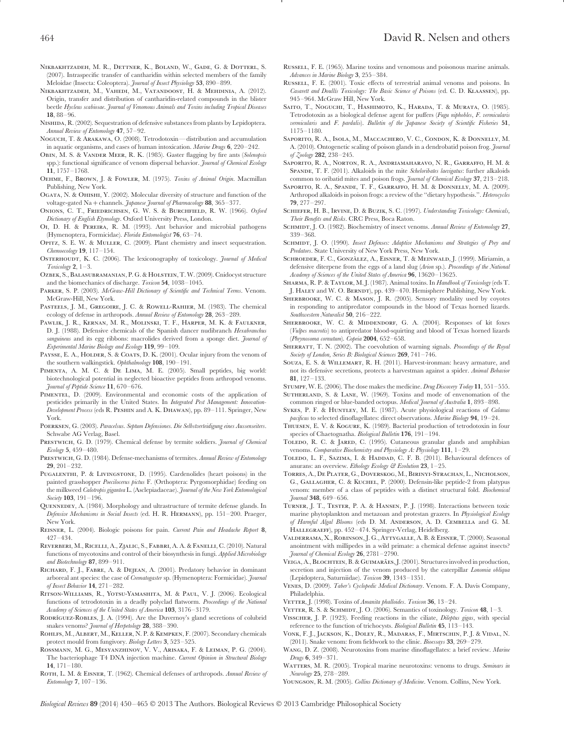Nikbakhtzadeh, M. R., Dettner, K., Boland, W., Gade, G. & Dotterl, S. (2007). Intraspecific transfer of cantharidin within selected members of the family Meloidae (Insecta: Coleoptera). *Journal of Insect Physiology* **53**, 890–899.

Nikbakhtzadeh, M., Vahedi, M., Vatandoost, H. & Mehdinia, A. (2012). Origin, transfer and distribution of cantharidin-related compounds in the blister beetle *Hycleus scabiosae*. *Journal of Venomous Animals and Toxins including Tropical Diseases* **18**, 88–96.

Nishida, R. (2002). Sequestration of defensive substances from plants by Lepidoptera. *Annual Review of Entomology* **47**, 57–92.

Noguch, T. & Arakawa, O. (2008). Tetrodotoxin—distribution and accumulation in aquatic organisms, and cases of human intoxication. *Marine Drugs* **6**, 220–242.

Obin, M. S. & Vander Meer, R. K. (1985). Gaster flagging by fire ants (*Solenopsis* spp.): functional significance of venom dispersal behavior. *Journal of Chemical Ecology* **11**, 1757–1768.

Oehme, F., Brown, J. & Fowler, M. (1975). *Toxins of Animal Origin*. Macmillan Publishing, New York.

Ogata, N. & Ohishi, Y. (2002). Molecular diversity of structure and function of the voltage-gated Na+channels. *Japanese Journal of Pharmacology* **88**, 365–377.

Onions, C. T., Friedrichsen, G. W. S. & Burchfield, R. W. (1966). *Oxford Dictionary of English Etymology*. Oxford University Press, London.

Oi, D. H. & Pereira, R. M. (1993). Ant behavior and microbial pathogens (Hymenoptera, Formicidae). *Florida Entomologist* **76**, 63–74.

Opitz, S. E. W. & Muller, C. (2009). Plant chemistry and insect sequestration. *Chemoecology* **19**, 117–154.

Osterhoudt, K. C. (2006). The lexiconography of toxicology. *Journal of Medical Toxicology* **2**, 1–3.

Ozbek, S., Balasubramanian, P. G. & Holstein, T. W. (2009). Cnidocyst structure and the biomechanics of discharge. *Toxicon* **54**, 1038–1045.

Parker, S. P. (2003). *McGraw-Hill Dictionary of Scientific and Technical Terms*. Venom. McGraw-Hill, New York.

Pasteels, J. M., Gregoire, J. C. & Rowell-Rahier, M. (1983). The chemical ecology of defense in arthropods. *Annual Review of Entomology* **28**, 263–289.

Pawlik, J. R., Kernan, M. R., Molinski, T. F., Harper, M. K. & Faulkner, D. J. (1988). Defensive chemicals of the Spanish dancer nudibranch *Hexabranchus sanguineus* and its egg ribbons: macrolides derived from a sponge diet. *Journal of Experimental Marine Biology and Ecology* **119**, 99–109.

Paysse, E. A., Holder, S. & Coats, D. K. (2001). Ocular injury from the venom of the southern walkingstick. *Ophthalmology* **108**, 190–191.

Pimenta, A. M. C. & De Lima, M. E. (2005). Small peptides, big world: biotechnological potential in neglected bioactive peptides from arthropod venoms. *Journal of Peptide Science* **11**, 670–676.

Pimentel, D. (2009). Environmental and economic costs of the application of pesticides primarily in the United States. In *Integrated Pest Management: Innovation-Development Process* (eds R. Peshin and A. K. Dhawan), pp. 89–111. Springer, New York.

Poerksen, G. (2003). *Paracelsus. Septum Defensiones. Die Selbstverteidigung eines Aussenseiters*. Schwabe AG Verlag, Basel.

Prestwich, G. D. (1979). Chemical defense by termite soldiers. *Journal of Chemical Ecology* **5**, 459–480.

Prestwich, G. D. (1984). Defense-mechanisms of termites. *Annual Review of Entomology* **29**, 201–232.

Pugalenthi, P. & Livingstone, D. (1995). Cardenolides (heart poisons) in the painted grasshopper *Poecilocerus pictus* F. (Orthoptera: Pyrgomorphidae) feeding on the milkweed *Calotropis gigantea* L. (Asclepiadaceae). *Journal of the New York Entomological Society* **103**, 191–196.

Quennedey, A. (1984). Morphology and ultrastructure of termite defense glands. In *Defensive Mechanisms in Social Insects* (ed. H. R. Hermann), pp. 151–200. Praeger, New York.

Reisner, L. (2004). Biologic poisons for pain. *Current Pain and Headache Report* **8**, 427–434.

Reverberi, M., Ricelli, A., Zjalic, S., Fabbri, A. A. & Fanelli, C. (2010). Natural functions of mycotoxins and control of their biosynthesis in fungi. *Applied Microbiology and Biotechnology* **87**, 899–911.

Richard, F. J., Fabre, A. & Dejean, A. (2001). Predatory behavior in dominant arboreal ant species: the case of *Crematogaster* sp. (Hymenoptera: Formicidae). *Journal of Insect Behavior* **14**, 271–282.

Ritson-Williams, R., Yotsu-Yamashita, M. & Paul, V. J. (2006). Ecological functions of tetrodotoxin in a deadly polyclad flatworm. *Proceedings of the National Academy of Sciences of the United States of America* **103**, 3176–3179.

Rodríguez-Robles, J. A. (1994). Are the Duvernoy's gland secretions of colubrid snakes venoms? *Journal of Herpetology* **28**, 388–390.

Rohlfs, M., Albert, M., Keller, N. P. & Kempken, F. (2007). Secondary chemicals protect mould from fungivory. *Biology Letters* **3**, 523–525.

Rossmann, M. G., Mesyanzhinov, V. V., Arisaka, F. & Leiman, P. G. (2004). The bacteriophage T4 DNA injection machine. *Current Opinion in Structural Biology* **14**, 171–180.

Roth, L. M. & Eisner, T. (1962). Chemical defenses of arthropods. *Annual Review of Entomology* **7**, 107–136.

Russell, F. E. (1965). Marine toxins and venomous and poisonous marine animals. *Advances in Marine Biology* **3**, 255–384.

Russell, F. E. (2001). Toxic effects of terrestrial animal venoms and poisons. In *Casarett and Doullis Toxicology: The Basic Science of Poisons* (ed. C. D. Klaassen), pp. 945–964. McGraw Hill, New York.

Saito, T., Noguchi, T., Hashimoto, K., Harada, T. & Murata, O. (1985). Tetrodotoxin as a biological defense agent for puffers (*Fugu niphobles*, *F. vermicularis vermicularis* and *F. pardalis*). *Bulletin of the Japanese Society of Scientific Fisheries* **51**, 1175–1180.

Saporito, R. A., Isola, M., Maccachero, V. C., Condon, K. & Donnelly, M. A. (2010). Ontogenetic scaling of poison glands in a dendrobatid poison frog. *Journal of Zoology* **282**, 238–245.

Saporito, R. A., Norton, R. A., Andriamaharavo, N. R., Garraffo, H. M. & Spande, T. F. (2011). Alkaloids in the mite *Scheloribates laevigatus*: further alkaloids common to oribatid mites and poison frogs. *Journal of Chemical Ecology* **37**, 213–218.

Saporito, R. A., Spande, T. F., Garraffo, H. M. & Donnelly, M. A. (2009). Arthropod alkaloids in poison frogs: a review of the "dietary hypothesis.". *Heterocycles* **79**, 277–297.

Schiefer, H. B., Irvine, D. & Buzik, S. C. (1997). *Understanding Toxicology: Chemicals, Their Benefits and Risks*. CRC Press, Boca Raton.

Schmidt, J. O. (1982). Biochemistry of insect venoms. *Annual Review of Entomology* **27**, 339–368.

Schmidt, J. O. (1990). *Insect Defenses: Adaptive Mechanisms and Strategies of Prey and Predators*. State University of New York Press, New York.

Schroeder, F. C., Gonzàlez, A., Eisner, T. & Meinwald, J. (1999). Miriamin, a defensive diterpene from the eggs of a land slug (*Arion* sp.). *Proceedings of the National Academy of Sciences of the United States of America* **96**, 13620–13625.

Sharma, R. P. & Taylor, M. J. (1987). Animal toxins. In *Handbook of Toxicology* (eds T. J. Haley and W. O. Berndt), pp. 439–470. Hemisphere Publishing, New York.

Sherbrooke, W. C. & Mason, J. R. (2005). Sensory modality used by coyotes in responding to antipredator compounds in the blood of Texas horned lizards. *Southwestern Naturalist* **50**, 216–222.

Sherbrooke, W. C. & Middendorf, G. A. (2004). Responses of kit foxes (*Vulpes macrotis*) to antipredator blood-squirting and blood of Texas horned lizards (*Phrynosoma cornutum*). *Copeia* **2004**, 652–658.

Sherratt, T. N. (2002). The coevolution of warning signals. *Proceedings of the Royal Society of London, Series B: Biological Sciences* **269**, 741–746.

Souza, E. S. & Willemart, R. H. (2011). Harvest-ironman: heavy armature, and not its defensive secretions, protects a harvestman against a spider. *Animal Behavior* **81**, 127–133.

Stumpf, W. E. (2006). The dose makes the medicine. *Drug Discovery Today* **11**, 551–555.

Sutherland, S. & Lane, W. (1969). Toxins and mode of envenomation of the common ringed or blue-banded octopus. *Medical Journal of Australia* **1**, 893–898.

Sykes, P. F. & Huntley, M. E. (1987). Acute physiological reactions of *Calanus pacificus* to selected dinoflagellates: direct observations. *Marine Biology* **94**, 19–24.

Thuesen, E. V. & Kogure, K. (1989). Bacterial production of tetrodotoxin in four species of Chaetognatha. *Biological Bulletin* **176**, 191–194.

Toledo, R. C. & Jared, C. (1995). Cutaneous granular glands and amphibian venoms. *Comparative Biochemistry and Physiology A: Physiology* **111**, 1–29.

Toledo, L. F., Sazima, I. & Haddad, C. F. B. (2011). Behavioural defences of anurans: an overview. *Ethology Ecology & Evolution* **23**, 1–25.

Torres, A., De Plater, G., Doverskog, M., Birinyi-Strachan, L., Nicholson, G., Gallagher, C. & Kuchel, P. (2000). Defensin-like peptide-2 from platypus venom: member of a class of peptides with a distinct structural fold. *Biochemical Journal* **348**, 649–656.

Turner, J. T., Tester, P. A. & Hansen, P. J. (1998). Interactions between toxic marine phytoplankton and metazoan and protestan grazers. In *Physiological Ecology of Harmful Algal Blooms* (eds D. M. Anderson, A. D. Cembella and G. M. Hallegraeff), pp. 452–474. Springer-Verlag, Heidelberg.

Valderrama, X., Robinson, J. G., Attygalle, A. B. & Eisner, T. (2000). Seasonal anointment with millipedes in a wild primate: a chemical defense against insects? *Journal of Chemical Ecology* **26**, 2781–2790.

Veiga, A., Blochtein, B. & Guimarães, J. (2001). Structures involved in production, secretion and injection of the venom produced by the caterpillar *Lonomia obliqua* (Lepidoptera, Saturniidae). *Toxicon* **39**, 1343–1351.

Venes, D. (2009). *Taber's Cyclopedic Medical Dictionary*. Venom. F. A. Davis Company, Philadelphia.

Vetter, J. (1998). Toxins of *Amanita phalloides*. *Toxicon* **36**, 13–24.

Vetter, R. S. & Schmidt, J. O. (2006). Semantics of toxinology. *Toxicon* **48**, 1–3.

Visscher, J. P. (1923). Feeding reactions in the ciliate, *Dileptus gigas*, with special reference to the function of trichocysts. *Biological Bulletin* **45**, 113–143.

Vonk, F. J., Jackson, K., Doley, R., Madaras, F., Mirtschin, P. J. & Vidal, N. (2011). Snake venom: from fieldwork to the clinic. *Bioessays* **33**, 269–279.

Wang, D. Z. (2008). Neurotoxins from marine dinoflagellates: a brief review. *Marine Drugs* **6**, 349–371.

Watters, M. R. (2005). Tropical marine neurotoxins: venoms to drugs. *Seminars in Neurology* **25**, 278–289.

Youngson, R. M. (2005). *Collins Dictionary of Medicine*. Venom. Collins, New York.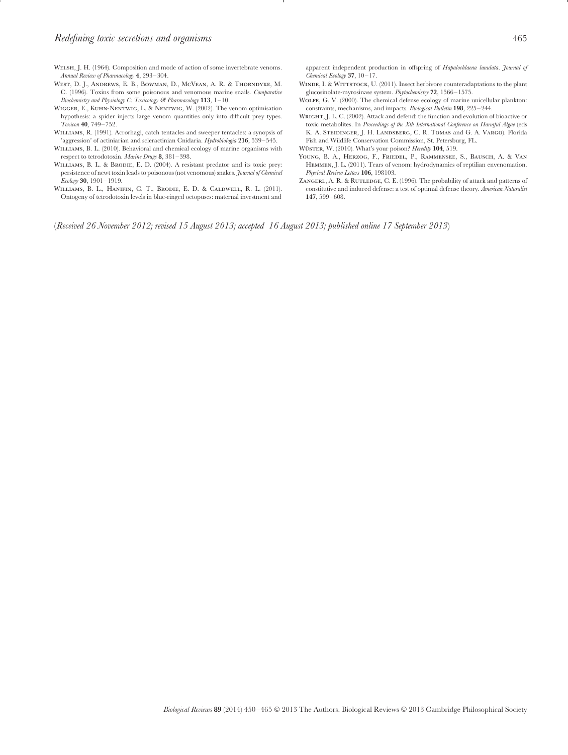Welsh, J. H. (1964). Composition and mode of action of some invertebrate venoms. *Annual Review of Pharmacology* **4**, 293–304.

West, D. J., Andrews, E. B., Bowman, D., McVean, A. R. & Thorndyke, M. C. (1996). Toxins from some poisonous and venomous marine snails. *Comparative Biochemistry and Physiology C: Toxicology & Pharmacology* **113**, 1–10.

Wigger, E., Kuhn-Nentwig, L. & Nentwig, W. (2002). The venom optimisation hypothesis: a spider injects large venom quantities only into difficult prey types. *Toxicon* **40**, 749–752.

Williams, R. (1991). Acrorhagi, catch tentacles and sweeper tentacles: a synopsis of 'aggression' of actiniarian and scleractinian Cnidaria. *Hydrobiologia* **216**, 539–545.

Williams, B. L. (2010). Behavioral and chemical ecology of marine organisms with respect to tetrodotoxin. *Marine Drugs* **8**, 381–398.

Williams, B. L. & Brodie, E. D. (2004). A resistant predator and its toxic prey: persistence of newt toxin leads to poisonous (not venomous) snakes. *Journal of Chemical Ecology* **30**, 1901–1919.

Williams, B. L., Hanifin, C. T., Brodie, E. D. & Caldwell, R. L. (2011). Ontogeny of tetrodotoxin levels in blue-ringed octopuses: maternal investment and apparent independent production in offspring of *Hapalochlaena lunulata*. *Journal of Chemical Ecology* **37**, 10–17.

Winde, I. & Wittstock, U. (2011). Insect herbivore counteradaptations to the plant glucosinolate-myrosinase system. *Phytochemistry* **72**, 1566–1575.

Wolfe, G. V. (2000). The chemical defense ecology of marine unicellular plankton: constraints, mechanisms, and impacts. *Biological Bulletin* **198**, 225–244.

Wright, J. L. C. (2002). Attack and defend: the function and evolution of bioactive or toxic metabolites. In *Proceedings of the Xth International Conference on Harmful Algae* (eds K. A. Steidinger, J. H. Landsberg, C. R. Tomas and G. A. Vargo). Florida Fish and Wildlife Conservation Commission, St. Petersburg, FL.

Wüster, W. (2010). What's your poison? *Heredity* **104**, 519.

Young, B. A., Herzog, F., Friedel, P., Rammensee, S., Bausch, A. & Van Hemmen, J. L. (2011). Tears of venom: hydrodynamics of reptilian envenomation. *Physical Review Letters* **106**, 198103.

Zangerl, A. R. & Rutledge, C. E. (1996). The probability of attack and patterns of constitutive and induced defense: a test of optimal defense theory. *American Naturalist* **147**, 599–608.

(*Received 26 November 2012; revised 15 August 2013; accepted 16 August 2013; published online 17 September 2013*)